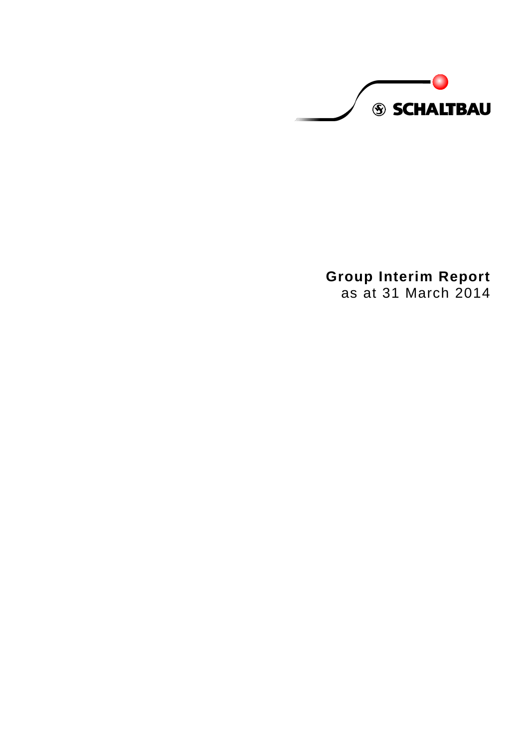SCHALTBAU

# Group Interim Report

as at 31 March 2014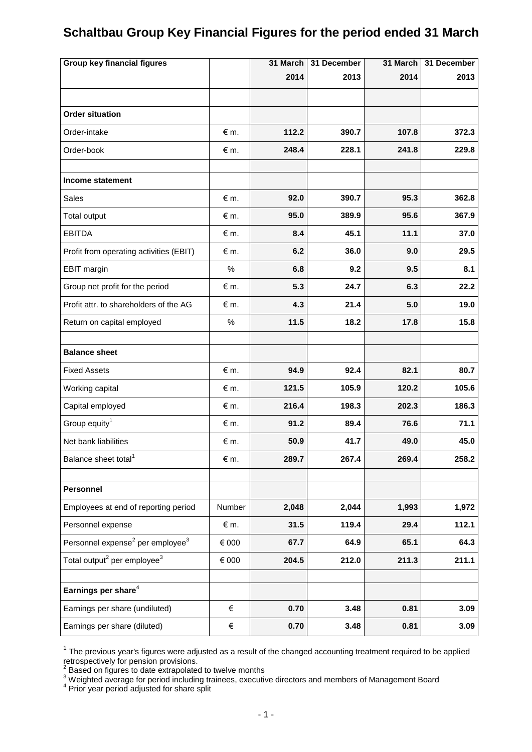# Schaltbau Group Key Financial Figures for the period ended 31 March

| Group key financial figures | | 31 March 2014 | 31 December 2013 | 31 March 2014 | 31 December 2013 |
|---|---|---|---|---|---|
| | | | | | |
| **Order situation** | | | | | |
| Order-intake | € m. | **112.2** | **390.7** | **107.8** | **372.3** |
| Order-book | € m. | **248.4** | **228.1** | **241.8** | **229.8** |
| | | | | | |
| **Income statement** | | | | | |
| Sales | € m. | **92.0** | **390.7** | **95.3** | **362.8** |
| Total output | € m. | **95.0** | **389.9** | **95.6** | **367.9** |
| EBITDA | € m. | **8.4** | **45.1** | **11.1** | **37.0** |
| Profit from operating activities (EBIT) | € m. | **6.2** | **36.0** | **9.0** | **29.5** |
| EBIT margin | % | **6.8** | **9.2** | **9.5** | **8.1** |
| Group net profit for the period | € m. | **5.3** | **24.7** | **6.3** | **22.2** |
| Profit attr. to shareholders of the AG | € m. | **4.3** | **21.4** | **5.0** | **19.0** |
| Return on capital employed | % | **11.5** | **18.2** | **17.8** | **15.8** |
| | | | | | |
| **Balance sheet** | | | | | |
| Fixed Assets | € m. | **94.9** | **92.4** | **82.1** | **80.7** |
| Working capital | € m. | **121.5** | **105.9** | **120.2** | **105.6** |
| Capital employed | € m. | **216.4** | **198.3** | **202.3** | **186.3** |
| Group equity[1] | € m. | **91.2** | **89.4** | **76.6** | **71.1** |
| Net bank liabilities | € m. | **50.9** | **41.7** | **49.0** | **45.0** |
| Balance sheet total[1] | € m. | **289.7** | **267.4** | **269.4** | **258.2** |
| | | | | | |
| **Personnel** | | | | | |
| Employees at end of reporting period | Number | **2,048** | **2,044** | **1,993** | **1,972** |
| Personnel expense | € m. | **31.5** | **119.4** | **29.4** | **112.1** |
| Personnel expense[2] per employee[3] | € 000 | **67.7** | **64.9** | **65.1** | **64.3** |
| Total output[2] per employee[3] | € 000 | **204.5** | **212.0** | **211.3** | **211.1** |
| | | | | | |
| **Earnings per share**[4] | | | | | |
| Earnings per share (undiluted) | € | **0.70** | **3.48** | **0.81** | **3.09** |
| Earnings per share (diluted) | € | **0.70** | **3.48** | **0.81** | **3.09** |

[1] The previous year's figures were adjusted as a result of the changed accounting treatment required to be applied retrospectively for pension provisions.
[2] Based on figures to date extrapolated to twelve months
[3] Weighted average for period including trainees, executive directors and members of Management Board
[4] Prior year period adjusted for share split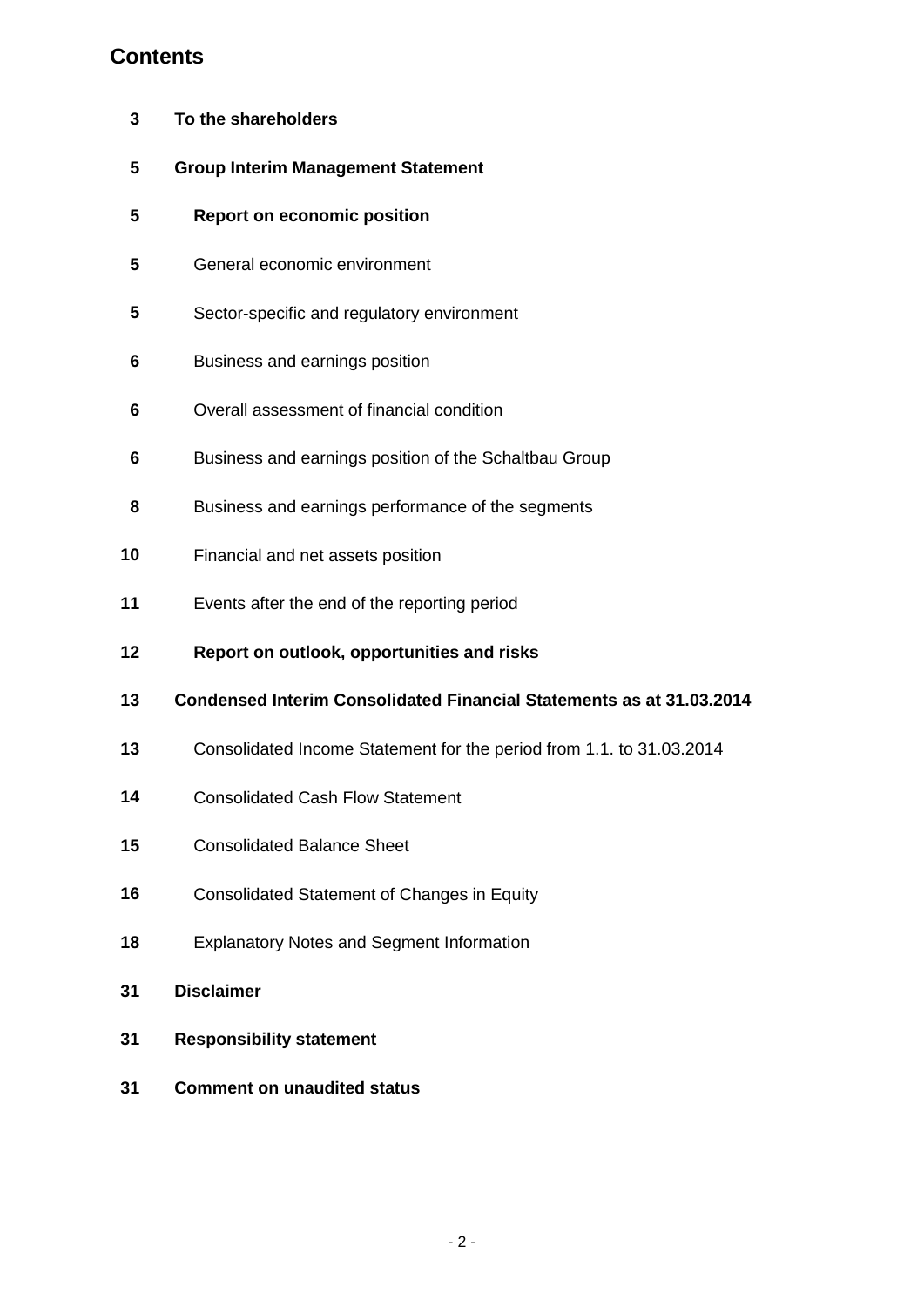## Contents

| | |
|---|---|
| **3** | **To the shareholders** |
| **5** | **Group Interim Management Statement** |
| **5** | **Report on economic position** |
| **5** | General economic environment |
| **5** | Sector-specific and regulatory environment |
| **6** | Business and earnings position |
| **6** | Overall assessment of financial condition |
| **6** | Business and earnings position of the Schaltbau Group |
| **8** | Business and earnings performance of the segments |
| **10** | Financial and net assets position |
| **11** | Events after the end of the reporting period |
| **12** | **Report on outlook, opportunities and risks** |
| **13** | **Condensed Interim Consolidated Financial Statements as at 31.03.2014** |
| **13** | Consolidated Income Statement for the period from 1.1. to 31.03.2014 |
| **14** | Consolidated Cash Flow Statement |
| **15** | Consolidated Balance Sheet |
| **16** | Consolidated Statement of Changes in Equity |
| **18** | Explanatory Notes and Segment Information |
| **31** | **Disclaimer** |
| **31** | **Responsibility statement** |
| **31** | **Comment on unaudited status** |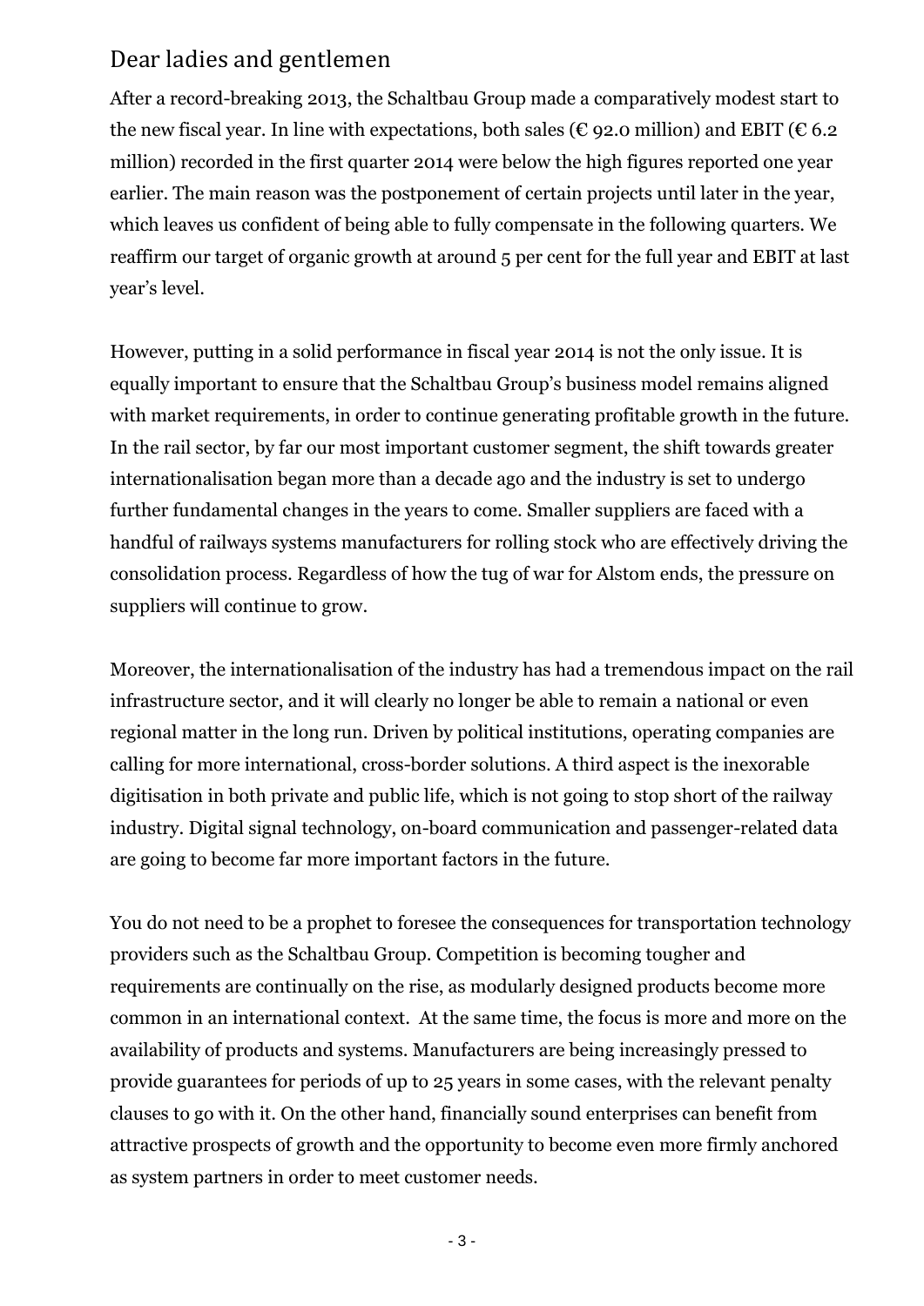## Dear ladies and gentlemen

After a record-breaking 2013, the Schaltbau Group made a comparatively modest start to the new fiscal year. In line with expectations, both sales (€ 92.0 million) and EBIT (€ 6.2 million) recorded in the first quarter 2014 were below the high figures reported one year earlier. The main reason was the postponement of certain projects until later in the year, which leaves us confident of being able to fully compensate in the following quarters. We reaffirm our target of organic growth at around 5 per cent for the full year and EBIT at last year's level.

However, putting in a solid performance in fiscal year 2014 is not the only issue. It is equally important to ensure that the Schaltbau Group's business model remains aligned with market requirements, in order to continue generating profitable growth in the future. In the rail sector, by far our most important customer segment, the shift towards greater internationalisation began more than a decade ago and the industry is set to undergo further fundamental changes in the years to come. Smaller suppliers are faced with a handful of railways systems manufacturers for rolling stock who are effectively driving the consolidation process. Regardless of how the tug of war for Alstom ends, the pressure on suppliers will continue to grow.

Moreover, the internationalisation of the industry has had a tremendous impact on the rail infrastructure sector, and it will clearly no longer be able to remain a national or even regional matter in the long run. Driven by political institutions, operating companies are calling for more international, cross-border solutions. A third aspect is the inexorable digitisation in both private and public life, which is not going to stop short of the railway industry. Digital signal technology, on-board communication and passenger-related data are going to become far more important factors in the future.

You do not need to be a prophet to foresee the consequences for transportation technology providers such as the Schaltbau Group. Competition is becoming tougher and requirements are continually on the rise, as modularly designed products become more common in an international context. At the same time, the focus is more and more on the availability of products and systems. Manufacturers are being increasingly pressed to provide guarantees for periods of up to 25 years in some cases, with the relevant penalty clauses to go with it. On the other hand, financially sound enterprises can benefit from attractive prospects of growth and the opportunity to become even more firmly anchored as system partners in order to meet customer needs.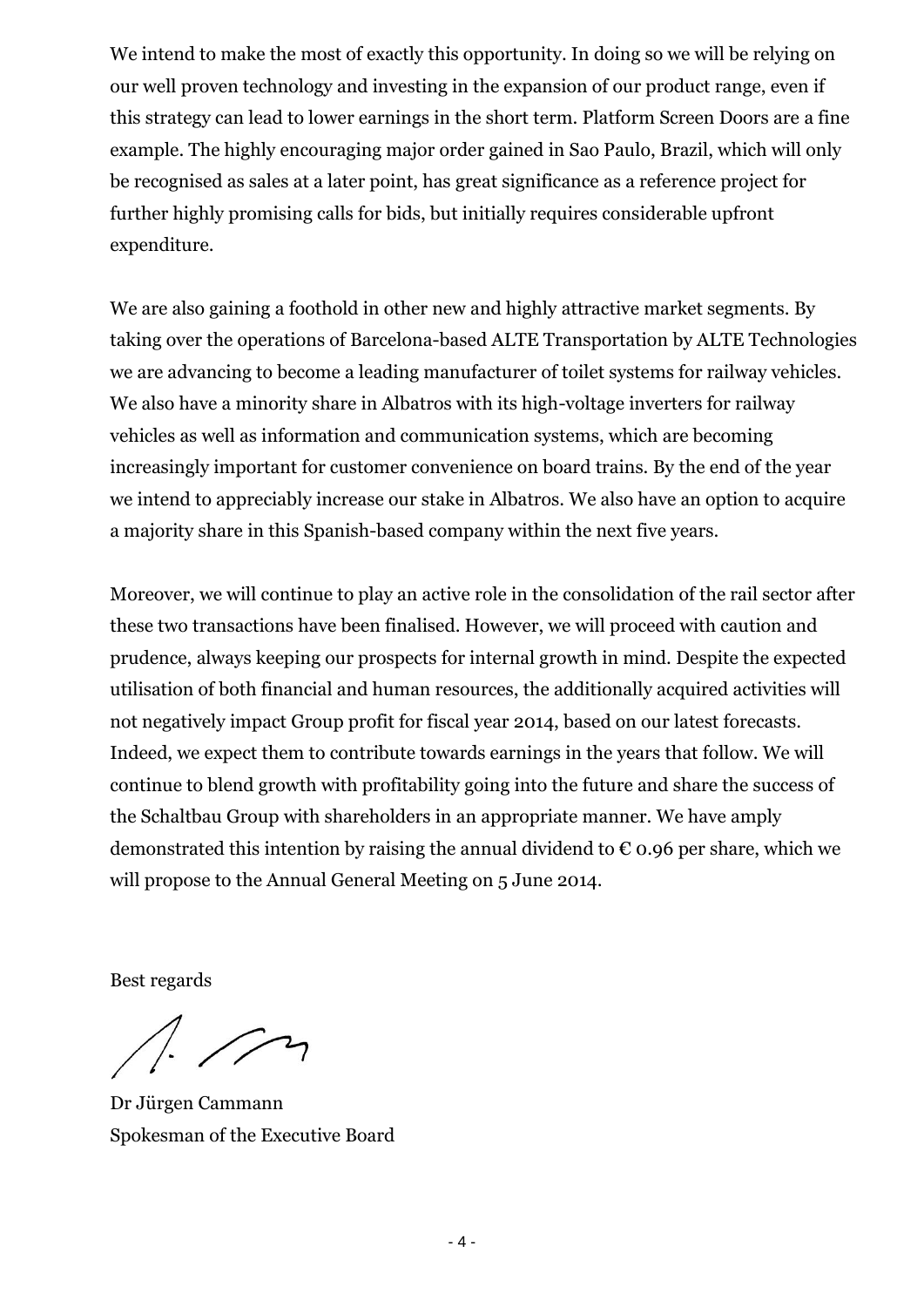We intend to make the most of exactly this opportunity. In doing so we will be relying on our well proven technology and investing in the expansion of our product range, even if this strategy can lead to lower earnings in the short term. Platform Screen Doors are a fine example. The highly encouraging major order gained in Sao Paulo, Brazil, which will only be recognised as sales at a later point, has great significance as a reference project for further highly promising calls for bids, but initially requires considerable upfront expenditure.

We are also gaining a foothold in other new and highly attractive market segments. By taking over the operations of Barcelona-based ALTE Transportation by ALTE Technologies we are advancing to become a leading manufacturer of toilet systems for railway vehicles. We also have a minority share in Albatros with its high-voltage inverters for railway vehicles as well as information and communication systems, which are becoming increasingly important for customer convenience on board trains. By the end of the year we intend to appreciably increase our stake in Albatros. We also have an option to acquire a majority share in this Spanish-based company within the next five years.

Moreover, we will continue to play an active role in the consolidation of the rail sector after these two transactions have been finalised. However, we will proceed with caution and prudence, always keeping our prospects for internal growth in mind. Despite the expected utilisation of both financial and human resources, the additionally acquired activities will not negatively impact Group profit for fiscal year 2014, based on our latest forecasts. Indeed, we expect them to contribute towards earnings in the years that follow. We will continue to blend growth with profitability going into the future and share the success of the Schaltbau Group with shareholders in an appropriate manner. We have amply demonstrated this intention by raising the annual dividend to € 0.96 per share, which we will propose to the Annual General Meeting on 5 June 2014.

Best regards

Dr Jürgen Cammann
Spokesman of the Executive Board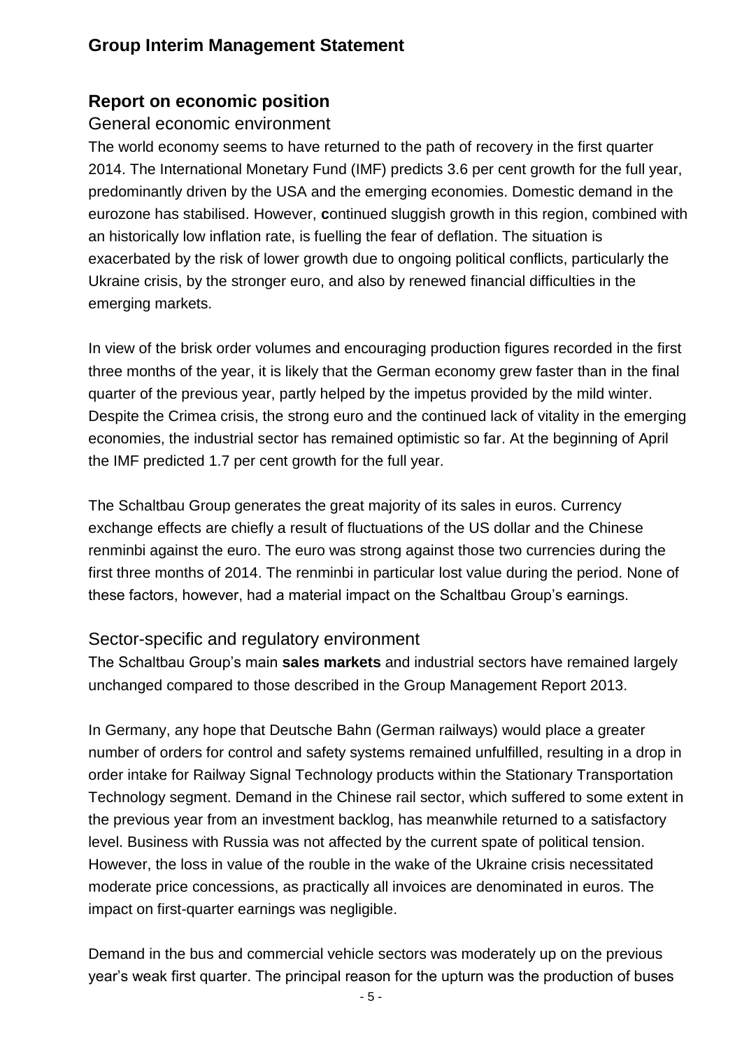# Group Interim Management Statement

## Report on economic position

### General economic environment

The world economy seems to have returned to the path of recovery in the first quarter 2014. The International Monetary Fund (IMF) predicts 3.6 per cent growth for the full year, predominantly driven by the USA and the emerging economies. Domestic demand in the eurozone has stabilised. However, **c**ontinued sluggish growth in this region, combined with an historically low inflation rate, is fuelling the fear of deflation. The situation is exacerbated by the risk of lower growth due to ongoing political conflicts, particularly the Ukraine crisis, by the stronger euro, and also by renewed financial difficulties in the emerging markets.

In view of the brisk order volumes and encouraging production figures recorded in the first three months of the year, it is likely that the German economy grew faster than in the final quarter of the previous year, partly helped by the impetus provided by the mild winter. Despite the Crimea crisis, the strong euro and the continued lack of vitality in the emerging economies, the industrial sector has remained optimistic so far. At the beginning of April the IMF predicted 1.7 per cent growth for the full year.

The Schaltbau Group generates the great majority of its sales in euros. Currency exchange effects are chiefly a result of fluctuations of the US dollar and the Chinese renminbi against the euro. The euro was strong against those two currencies during the first three months of 2014. The renminbi in particular lost value during the period. None of these factors, however, had a material impact on the Schaltbau Group's earnings.

### Sector-specific and regulatory environment

The Schaltbau Group's main **sales markets** and industrial sectors have remained largely unchanged compared to those described in the Group Management Report 2013.

In Germany, any hope that Deutsche Bahn (German railways) would place a greater number of orders for control and safety systems remained unfulfilled, resulting in a drop in order intake for Railway Signal Technology products within the Stationary Transportation Technology segment. Demand in the Chinese rail sector, which suffered to some extent in the previous year from an investment backlog, has meanwhile returned to a satisfactory level. Business with Russia was not affected by the current spate of political tension. However, the loss in value of the rouble in the wake of the Ukraine crisis necessitated moderate price concessions, as practically all invoices are denominated in euros. The impact on first-quarter earnings was negligible.

Demand in the bus and commercial vehicle sectors was moderately up on the previous year's weak first quarter. The principal reason for the upturn was the production of buses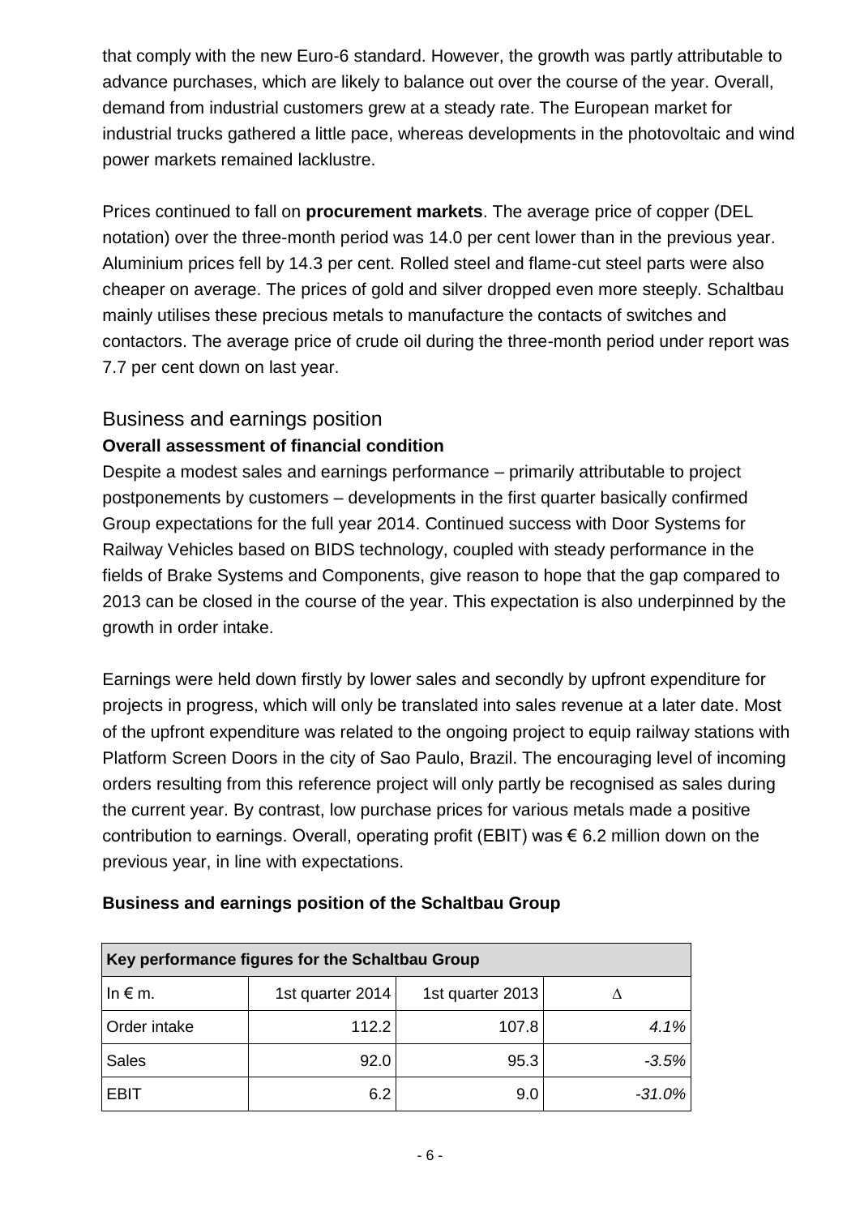that comply with the new Euro-6 standard. However, the growth was partly attributable to advance purchases, which are likely to balance out over the course of the year. Overall, demand from industrial customers grew at a steady rate. The European market for industrial trucks gathered a little pace, whereas developments in the photovoltaic and wind power markets remained lacklustre.

Prices continued to fall on **procurement markets**. The average price of copper (DEL notation) over the three-month period was 14.0 per cent lower than in the previous year. Aluminium prices fell by 14.3 per cent. Rolled steel and flame-cut steel parts were also cheaper on average. The prices of gold and silver dropped even more steeply. Schaltbau mainly utilises these precious metals to manufacture the contacts of switches and contactors. The average price of crude oil during the three-month period under report was 7.7 per cent down on last year.

## Business and earnings position

**Overall assessment of financial condition**

Despite a modest sales and earnings performance – primarily attributable to project postponements by customers – developments in the first quarter basically confirmed Group expectations for the full year 2014. Continued success with Door Systems for Railway Vehicles based on BIDS technology, coupled with steady performance in the fields of Brake Systems and Components, give reason to hope that the gap compared to 2013 can be closed in the course of the year. This expectation is also underpinned by the growth in order intake.

Earnings were held down firstly by lower sales and secondly by upfront expenditure for projects in progress, which will only be translated into sales revenue at a later date. Most of the upfront expenditure was related to the ongoing project to equip railway stations with Platform Screen Doors in the city of Sao Paulo, Brazil. The encouraging level of incoming orders resulting from this reference project will only partly be recognised as sales during the current year. By contrast, low purchase prices for various metals made a positive contribution to earnings. Overall, operating profit (EBIT) was € 6.2 million down on the previous year, in line with expectations.

**Business and earnings position of the Schaltbau Group**

| Key performance figures for the Schaltbau Group | | | |
|---|---|---|---|
| In € m. | 1st quarter 2014 | 1st quarter 2013 | Δ |
| Order intake | 112.2 | 107.8 | *4.1%* |
| Sales | 92.0 | 95.3 | *-3.5%* |
| EBIT | 6.2 | 9.0 | *-31.0%* |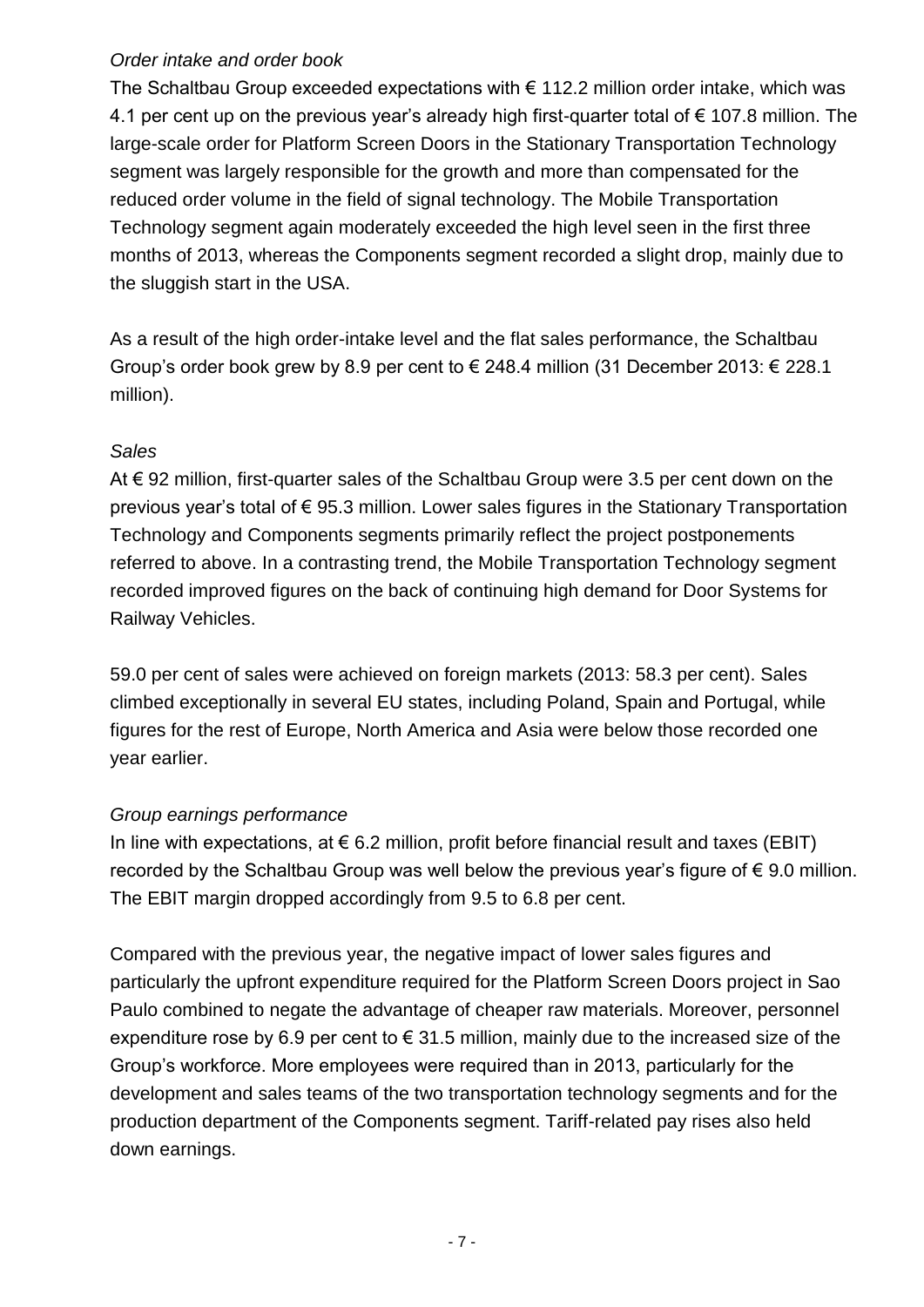*Order intake and order book*

The Schaltbau Group exceeded expectations with € 112.2 million order intake, which was 4.1 per cent up on the previous year's already high first-quarter total of € 107.8 million. The large-scale order for Platform Screen Doors in the Stationary Transportation Technology segment was largely responsible for the growth and more than compensated for the reduced order volume in the field of signal technology. The Mobile Transportation Technology segment again moderately exceeded the high level seen in the first three months of 2013, whereas the Components segment recorded a slight drop, mainly due to the sluggish start in the USA.

As a result of the high order-intake level and the flat sales performance, the Schaltbau Group's order book grew by 8.9 per cent to € 248.4 million (31 December 2013: € 228.1 million).

*Sales*

At € 92 million, first-quarter sales of the Schaltbau Group were 3.5 per cent down on the previous year's total of € 95.3 million. Lower sales figures in the Stationary Transportation Technology and Components segments primarily reflect the project postponements referred to above. In a contrasting trend, the Mobile Transportation Technology segment recorded improved figures on the back of continuing high demand for Door Systems for Railway Vehicles.

59.0 per cent of sales were achieved on foreign markets (2013: 58.3 per cent). Sales climbed exceptionally in several EU states, including Poland, Spain and Portugal, while figures for the rest of Europe, North America and Asia were below those recorded one year earlier.

*Group earnings performance*

In line with expectations, at € 6.2 million, profit before financial result and taxes (EBIT) recorded by the Schaltbau Group was well below the previous year's figure of € 9.0 million. The EBIT margin dropped accordingly from 9.5 to 6.8 per cent.

Compared with the previous year, the negative impact of lower sales figures and particularly the upfront expenditure required for the Platform Screen Doors project in Sao Paulo combined to negate the advantage of cheaper raw materials. Moreover, personnel expenditure rose by 6.9 per cent to € 31.5 million, mainly due to the increased size of the Group's workforce. More employees were required than in 2013, particularly for the development and sales teams of the two transportation technology segments and for the production department of the Components segment. Tariff-related pay rises also held down earnings.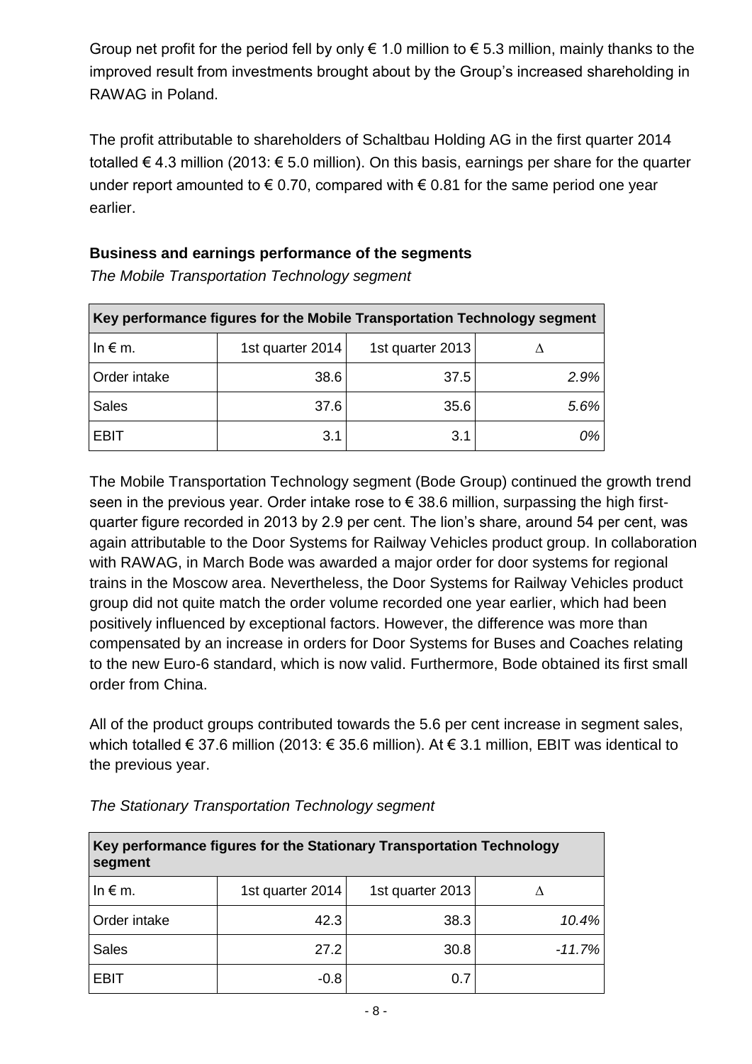Group net profit for the period fell by only € 1.0 million to € 5.3 million, mainly thanks to the improved result from investments brought about by the Group's increased shareholding in RAWAG in Poland.

The profit attributable to shareholders of Schaltbau Holding AG in the first quarter 2014 totalled € 4.3 million (2013: € 5.0 million). On this basis, earnings per share for the quarter under report amounted to € 0.70, compared with € 0.81 for the same period one year earlier.

**Business and earnings performance of the segments**

*The Mobile Transportation Technology segment*

| **Key performance figures for the Mobile Transportation Technology segment** | | | |
|---|---|---|---|
| In € m. | 1st quarter 2014 | 1st quarter 2013 | Δ |
| Order intake | 38.6 | 37.5 | *2.9%* |
| Sales | 37.6 | 35.6 | *5.6%* |
| EBIT | 3.1 | 3.1 | *0%* |

The Mobile Transportation Technology segment (Bode Group) continued the growth trend seen in the previous year. Order intake rose to € 38.6 million, surpassing the high first-quarter figure recorded in 2013 by 2.9 per cent. The lion's share, around 54 per cent, was again attributable to the Door Systems for Railway Vehicles product group. In collaboration with RAWAG, in March Bode was awarded a major order for door systems for regional trains in the Moscow area. Nevertheless, the Door Systems for Railway Vehicles product group did not quite match the order volume recorded one year earlier, which had been positively influenced by exceptional factors. However, the difference was more than compensated by an increase in orders for Door Systems for Buses and Coaches relating to the new Euro-6 standard, which is now valid. Furthermore, Bode obtained its first small order from China.

All of the product groups contributed towards the 5.6 per cent increase in segment sales, which totalled € 37.6 million (2013: € 35.6 million). At € 3.1 million, EBIT was identical to the previous year.

*The Stationary Transportation Technology segment*

| **Key performance figures for the Stationary Transportation Technology segment** | | | |
|---|---|---|---|
| In € m. | 1st quarter 2014 | 1st quarter 2013 | Δ |
| Order intake | 42.3 | 38.3 | *10.4%* |
| Sales | 27.2 | 30.8 | *-11.7%* |
| EBIT | -0.8 | 0.7 | |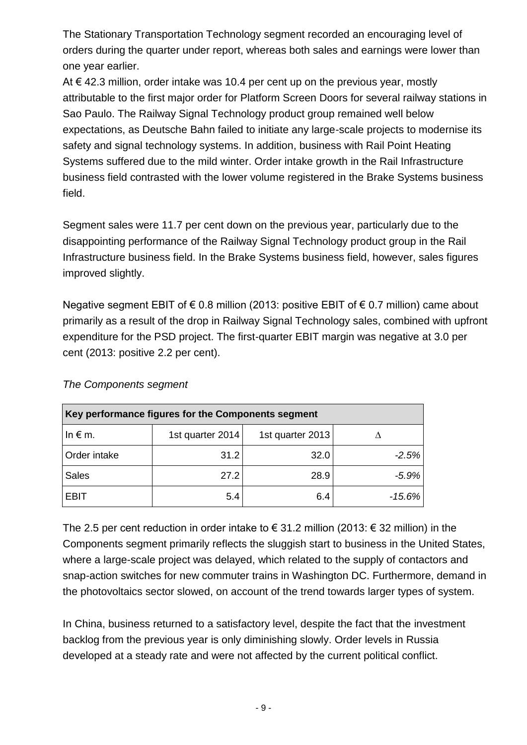The Stationary Transportation Technology segment recorded an encouraging level of orders during the quarter under report, whereas both sales and earnings were lower than one year earlier.

At € 42.3 million, order intake was 10.4 per cent up on the previous year, mostly attributable to the first major order for Platform Screen Doors for several railway stations in Sao Paulo. The Railway Signal Technology product group remained well below expectations, as Deutsche Bahn failed to initiate any large-scale projects to modernise its safety and signal technology systems. In addition, business with Rail Point Heating Systems suffered due to the mild winter. Order intake growth in the Rail Infrastructure business field contrasted with the lower volume registered in the Brake Systems business field.

Segment sales were 11.7 per cent down on the previous year, particularly due to the disappointing performance of the Railway Signal Technology product group in the Rail Infrastructure business field. In the Brake Systems business field, however, sales figures improved slightly.

Negative segment EBIT of € 0.8 million (2013: positive EBIT of € 0.7 million) came about primarily as a result of the drop in Railway Signal Technology sales, combined with upfront expenditure for the PSD project. The first-quarter EBIT margin was negative at 3.0 per cent (2013: positive 2.2 per cent).

*The Components segment*

| **Key performance figures for the Components segment** | | | |
|---|---|---|---|
| In € m. | 1st quarter 2014 | 1st quarter 2013 | Δ |
| Order intake | 31.2 | 32.0 | *-2.5%* |
| Sales | 27.2 | 28.9 | *-5.9%* |
| EBIT | 5.4 | 6.4 | *-15.6%* |

The 2.5 per cent reduction in order intake to € 31.2 million (2013: € 32 million) in the Components segment primarily reflects the sluggish start to business in the United States, where a large-scale project was delayed, which related to the supply of contactors and snap-action switches for new commuter trains in Washington DC. Furthermore, demand in the photovoltaics sector slowed, on account of the trend towards larger types of system.

In China, business returned to a satisfactory level, despite the fact that the investment backlog from the previous year is only diminishing slowly. Order levels in Russia developed at a steady rate and were not affected by the current political conflict.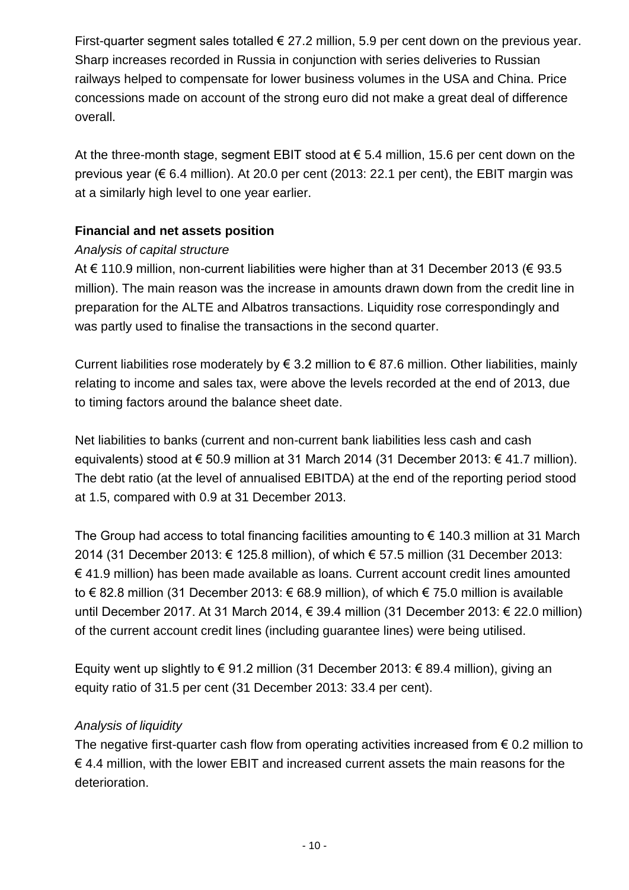First-quarter segment sales totalled € 27.2 million, 5.9 per cent down on the previous year. Sharp increases recorded in Russia in conjunction with series deliveries to Russian railways helped to compensate for lower business volumes in the USA and China. Price concessions made on account of the strong euro did not make a great deal of difference overall.

At the three-month stage, segment EBIT stood at € 5.4 million, 15.6 per cent down on the previous year (€ 6.4 million). At 20.0 per cent (2013: 22.1 per cent), the EBIT margin was at a similarly high level to one year earlier.

**Financial and net assets position**

*Analysis of capital structure*

At € 110.9 million, non-current liabilities were higher than at 31 December 2013 (€ 93.5 million). The main reason was the increase in amounts drawn down from the credit line in preparation for the ALTE and Albatros transactions. Liquidity rose correspondingly and was partly used to finalise the transactions in the second quarter.

Current liabilities rose moderately by € 3.2 million to € 87.6 million. Other liabilities, mainly relating to income and sales tax, were above the levels recorded at the end of 2013, due to timing factors around the balance sheet date.

Net liabilities to banks (current and non-current bank liabilities less cash and cash equivalents) stood at € 50.9 million at 31 March 2014 (31 December 2013: € 41.7 million). The debt ratio (at the level of annualised EBITDA) at the end of the reporting period stood at 1.5, compared with 0.9 at 31 December 2013.

The Group had access to total financing facilities amounting to € 140.3 million at 31 March 2014 (31 December 2013: € 125.8 million), of which € 57.5 million (31 December 2013: € 41.9 million) has been made available as loans. Current account credit lines amounted to € 82.8 million (31 December 2013: € 68.9 million), of which € 75.0 million is available until December 2017. At 31 March 2014, € 39.4 million (31 December 2013: € 22.0 million) of the current account credit lines (including guarantee lines) were being utilised.

Equity went up slightly to € 91.2 million (31 December 2013: € 89.4 million), giving an equity ratio of 31.5 per cent (31 December 2013: 33.4 per cent).

*Analysis of liquidity*

The negative first-quarter cash flow from operating activities increased from € 0.2 million to € 4.4 million, with the lower EBIT and increased current assets the main reasons for the deterioration.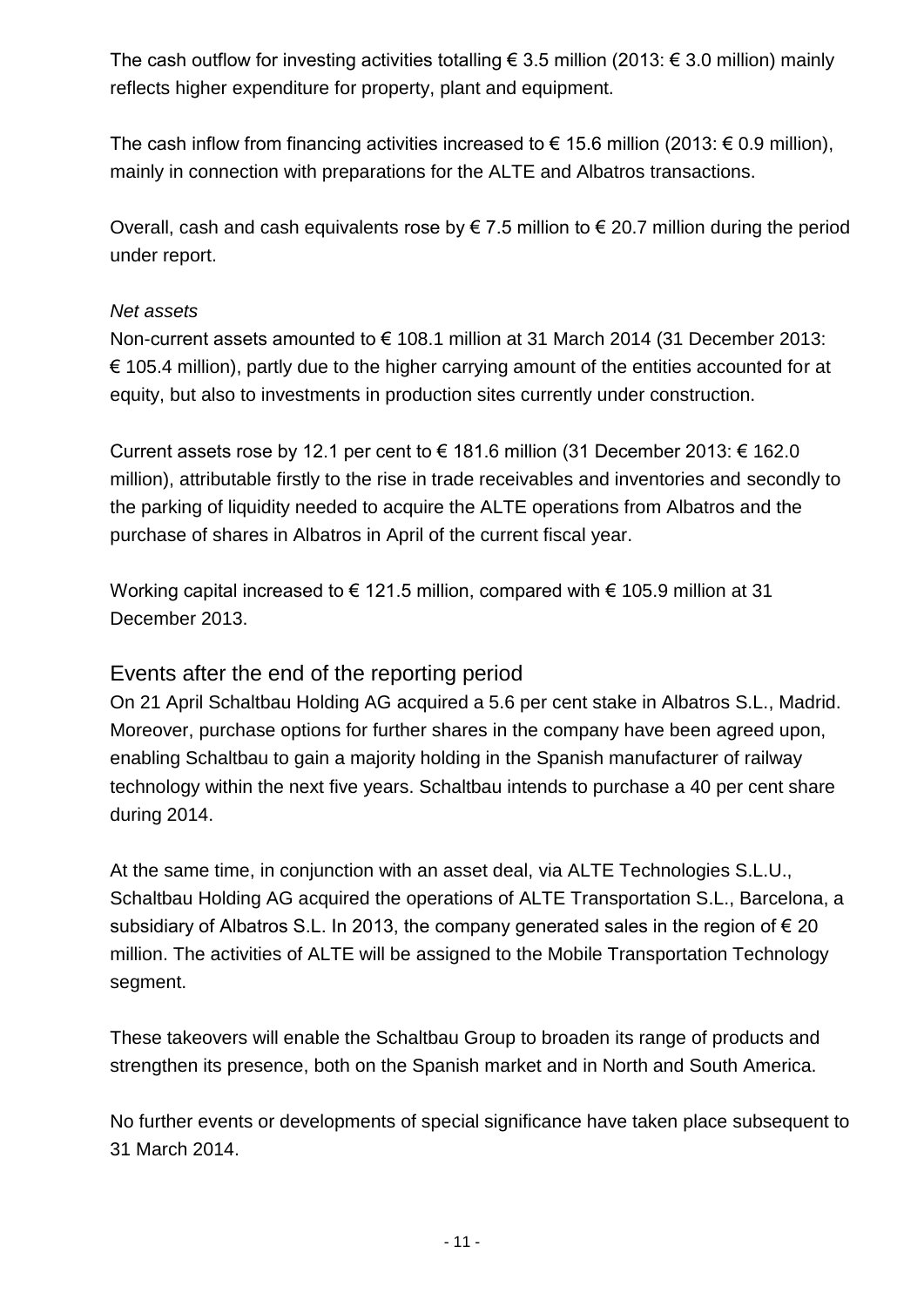The cash outflow for investing activities totalling € 3.5 million (2013: € 3.0 million) mainly reflects higher expenditure for property, plant and equipment.

The cash inflow from financing activities increased to € 15.6 million (2013: € 0.9 million), mainly in connection with preparations for the ALTE and Albatros transactions.

Overall, cash and cash equivalents rose by € 7.5 million to € 20.7 million during the period under report.

*Net assets*

Non-current assets amounted to € 108.1 million at 31 March 2014 (31 December 2013: € 105.4 million), partly due to the higher carrying amount of the entities accounted for at equity, but also to investments in production sites currently under construction.

Current assets rose by 12.1 per cent to € 181.6 million (31 December 2013: € 162.0 million), attributable firstly to the rise in trade receivables and inventories and secondly to the parking of liquidity needed to acquire the ALTE operations from Albatros and the purchase of shares in Albatros in April of the current fiscal year.

Working capital increased to € 121.5 million, compared with € 105.9 million at 31 December 2013.

## Events after the end of the reporting period

On 21 April Schaltbau Holding AG acquired a 5.6 per cent stake in Albatros S.L., Madrid. Moreover, purchase options for further shares in the company have been agreed upon, enabling Schaltbau to gain a majority holding in the Spanish manufacturer of railway technology within the next five years. Schaltbau intends to purchase a 40 per cent share during 2014.

At the same time, in conjunction with an asset deal, via ALTE Technologies S.L.U., Schaltbau Holding AG acquired the operations of ALTE Transportation S.L., Barcelona, a subsidiary of Albatros S.L. In 2013, the company generated sales in the region of € 20 million. The activities of ALTE will be assigned to the Mobile Transportation Technology segment.

These takeovers will enable the Schaltbau Group to broaden its range of products and strengthen its presence, both on the Spanish market and in North and South America.

No further events or developments of special significance have taken place subsequent to 31 March 2014.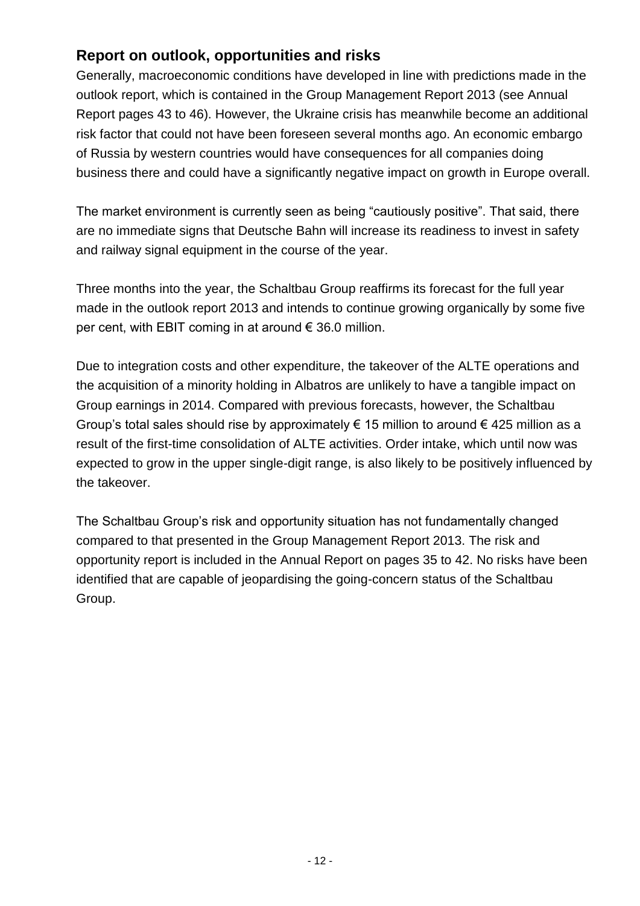## Report on outlook, opportunities and risks

Generally, macroeconomic conditions have developed in line with predictions made in the outlook report, which is contained in the Group Management Report 2013 (see Annual Report pages 43 to 46). However, the Ukraine crisis has meanwhile become an additional risk factor that could not have been foreseen several months ago. An economic embargo of Russia by western countries would have consequences for all companies doing business there and could have a significantly negative impact on growth in Europe overall.

The market environment is currently seen as being "cautiously positive". That said, there are no immediate signs that Deutsche Bahn will increase its readiness to invest in safety and railway signal equipment in the course of the year.

Three months into the year, the Schaltbau Group reaffirms its forecast for the full year made in the outlook report 2013 and intends to continue growing organically by some five per cent, with EBIT coming in at around € 36.0 million.

Due to integration costs and other expenditure, the takeover of the ALTE operations and the acquisition of a minority holding in Albatros are unlikely to have a tangible impact on Group earnings in 2014. Compared with previous forecasts, however, the Schaltbau Group's total sales should rise by approximately € 15 million to around € 425 million as a result of the first-time consolidation of ALTE activities. Order intake, which until now was expected to grow in the upper single-digit range, is also likely to be positively influenced by the takeover.

The Schaltbau Group's risk and opportunity situation has not fundamentally changed compared to that presented in the Group Management Report 2013. The risk and opportunity report is included in the Annual Report on pages 35 to 42. No risks have been identified that are capable of jeopardising the going-concern status of the Schaltbau Group.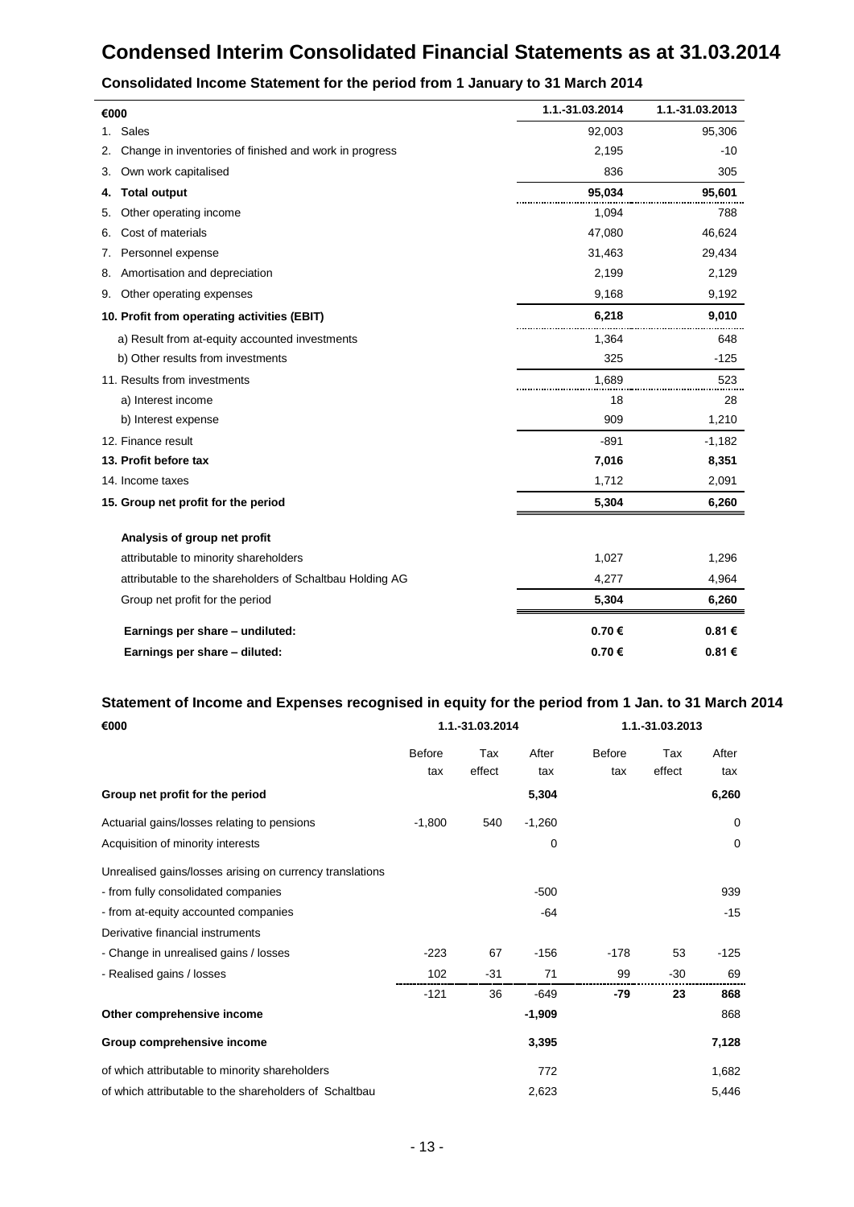# Condensed Interim Consolidated Financial Statements as at 31.03.2014

## Consolidated Income Statement for the period from 1 January to 31 March 2014

| €000 | 1.1.-31.03.2014 | 1.1.-31.03.2013 |
|---|---|---|
| 1. Sales | 92,003 | 95,306 |
| 2. Change in inventories of finished and work in progress | 2,195 | -10 |
| 3. Own work capitalised | 836 | 305 |
| **4. Total output** | **95,034** | **95,601** |
| 5. Other operating income | 1,094 | 788 |
| 6. Cost of materials | 47,080 | 46,624 |
| 7. Personnel expense | 31,463 | 29,434 |
| 8. Amortisation and depreciation | 2,199 | 2,129 |
| 9. Other operating expenses | 9,168 | 9,192 |
| **10. Profit from operating activities (EBIT)** | **6,218** | **9,010** |
| a) Result from at-equity accounted investments | 1,364 | 648 |
| b) Other results from investments | 325 | -125 |
| 11. Results from investments | 1,689 | 523 |
| a) Interest income | 18 | 28 |
| b) Interest expense | 909 | 1,210 |
| 12. Finance result | -891 | -1,182 |
| **13. Profit before tax** | **7,016** | **8,351** |
| 14. Income taxes | 1,712 | 2,091 |
| **15. Group net profit for the period** | **5,304** | **6,260** |
| **Analysis of group net profit** | | |
| attributable to minority shareholders | 1,027 | 1,296 |
| attributable to the shareholders of Schaltbau Holding AG | 4,277 | 4,964 |
| Group net profit for the period | **5,304** | **6,260** |
| **Earnings per share – undiluted:** | **0.70 €** | **0.81 €** |
| **Earnings per share – diluted:** | **0.70 €** | **0.81 €** |

## Statement of Income and Expenses recognised in equity for the period from 1 Jan. to 31 March 2014

| €000 | 1.1.-31.03.2014 | | | 1.1.-31.03.2013 | | |
|---|---|---|---|---|---|---|
| | Before tax | Tax effect | After tax | Before tax | Tax effect | After tax |
| **Group net profit for the period** | | | **5,304** | | | **6,260** |
| Actuarial gains/losses relating to pensions | -1,800 | 540 | -1,260 | | | 0 |
| Acquisition of minority interests | | | 0 | | | 0 |
| Unrealised gains/losses arising on currency translations | | | | | | |
| - from fully consolidated companies | | | -500 | | | 939 |
| - from at-equity accounted companies | | | -64 | | | -15 |
| Derivative financial instruments | | | | | | |
| - Change in unrealised gains / losses | -223 | 67 | -156 | -178 | 53 | -125 |
| - Realised gains / losses | 102 | -31 | 71 | 99 | -30 | 69 |
| | -121 | 36 | -649 | **-79** | **23** | **868** |
| **Other comprehensive income** | | | **-1,909** | | | 868 |
| **Group comprehensive income** | | | **3,395** | | | **7,128** |
| of which attributable to minority shareholders | | | 772 | | | 1,682 |
| of which attributable to the shareholders of Schaltbau | | | 2,623 | | | 5,446 |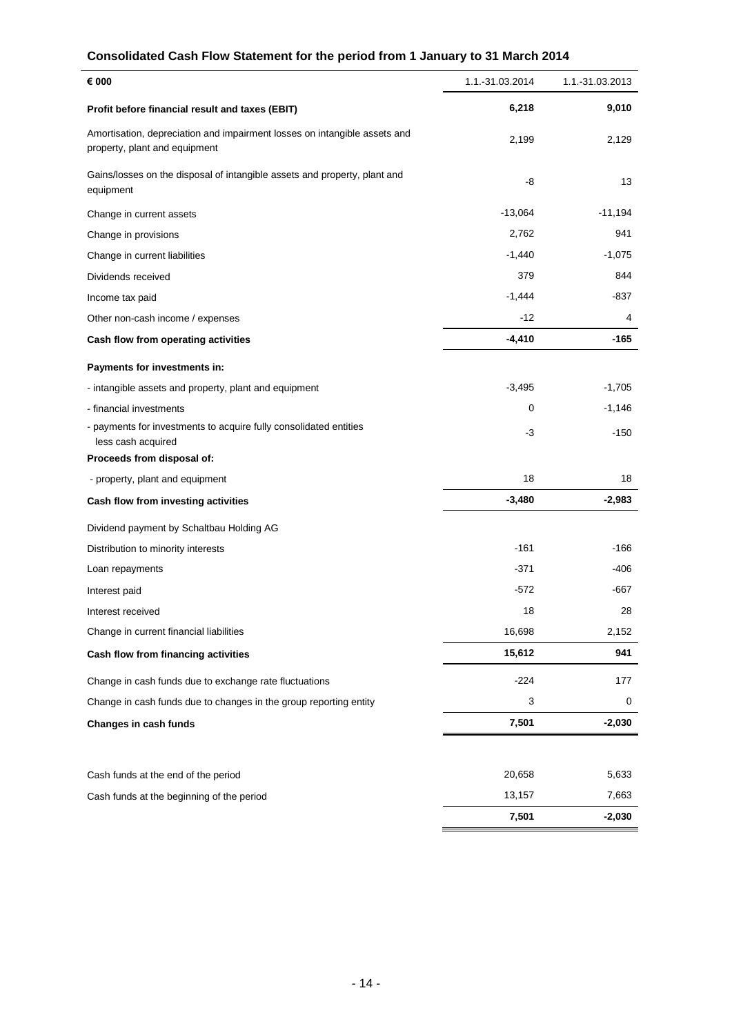## Consolidated Cash Flow Statement for the period from 1 January to 31 March 2014

| € 000 | 1.1.-31.03.2014 | 1.1.-31.03.2013 |
|---|---|---|
| **Profit before financial result and taxes (EBIT)** | **6,218** | **9,010** |
| Amortisation, depreciation and impairment losses on intangible assets and property, plant and equipment | 2,199 | 2,129 |
| Gains/losses on the disposal of intangible assets and property, plant and equipment | -8 | 13 |
| Change in current assets | -13,064 | -11,194 |
| Change in provisions | 2,762 | 941 |
| Change in current liabilities | -1,440 | -1,075 |
| Dividends received | 379 | 844 |
| Income tax paid | -1,444 | -837 |
| Other non-cash income / expenses | -12 | 4 |
| **Cash flow from operating activities** | **-4,410** | **-165** |
| **Payments for investments in:** | | |
| - intangible assets and property, plant and equipment | -3,495 | -1,705 |
| - financial investments | 0 | -1,146 |
| - payments for investments to acquire fully consolidated entities less cash acquired | -3 | -150 |
| **Proceeds from disposal of:** | | |
| - property, plant and equipment | 18 | 18 |
| **Cash flow from investing activities** | **-3,480** | **-2,983** |
| Dividend payment by Schaltbau Holding AG | | |
| Distribution to minority interests | -161 | -166 |
| Loan repayments | -371 | -406 |
| Interest paid | -572 | -667 |
| Interest received | 18 | 28 |
| Change in current financial liabilities | 16,698 | 2,152 |
| **Cash flow from financing activities** | **15,612** | **941** |
| Change in cash funds due to exchange rate fluctuations | -224 | 177 |
| Change in cash funds due to changes in the group reporting entity | 3 | 0 |
| **Changes in cash funds** | **7,501** | **-2,030** |
| | | |
| Cash funds at the end of the period | 20,658 | 5,633 |
| Cash funds at the beginning of the period | 13,157 | 7,663 |
| | **7,501** | **-2,030** |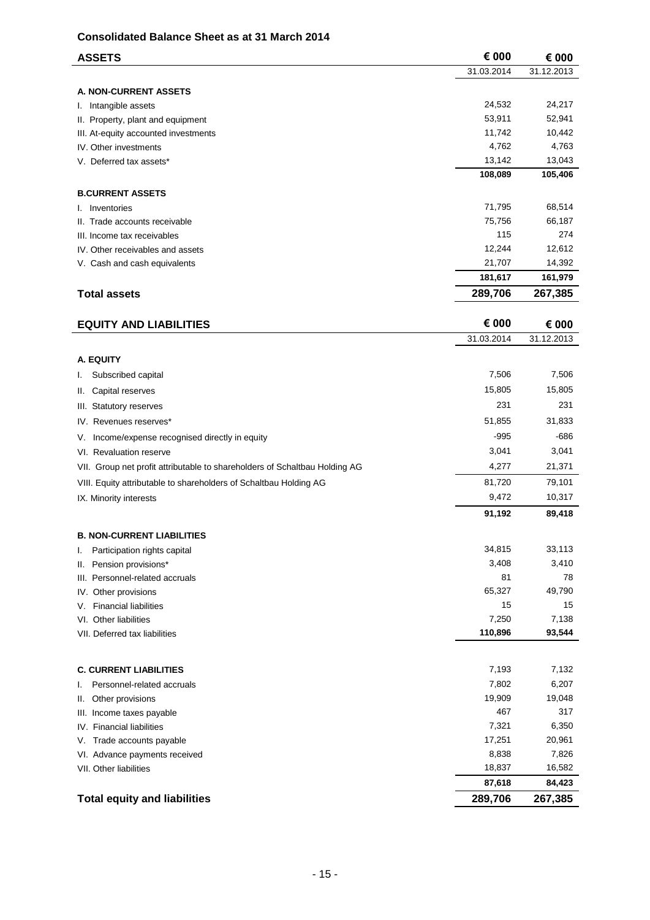## Consolidated Balance Sheet as at 31 March 2014

| ASSETS | € 000 31.03.2014 | € 000 31.12.2013 |
|---|---|---|
| **A. NON-CURRENT ASSETS** | | |
| I. Intangible assets | 24,532 | 24,217 |
| II. Property, plant and equipment | 53,911 | 52,941 |
| III. At-equity accounted investments | 11,742 | 10,442 |
| IV. Other investments | 4,762 | 4,763 |
| V. Deferred tax assets* | 13,142 | 13,043 |
| | **108,089** | **105,406** |
| **B.CURRENT ASSETS** | | |
| I. Inventories | 71,795 | 68,514 |
| II. Trade accounts receivable | 75,756 | 66,187 |
| III. Income tax receivables | 115 | 274 |
| IV. Other receivables and assets | 12,244 | 12,612 |
| V. Cash and cash equivalents | 21,707 | 14,392 |
| | **181,617** | **161,979** |
| **Total assets** | **289,706** | **267,385** |

| EQUITY AND LIABILITIES | € 000 31.03.2014 | € 000 31.12.2013 |
|---|---|---|
| **A. EQUITY** | | |
| I. Subscribed capital | 7,506 | 7,506 |
| II. Capital reserves | 15,805 | 15,805 |
| III. Statutory reserves | 231 | 231 |
| IV. Revenues reserves* | 51,855 | 31,833 |
| V. Income/expense recognised directly in equity | -995 | -686 |
| VI. Revaluation reserve | 3,041 | 3,041 |
| VII. Group net profit attributable to shareholders of Schaltbau Holding AG | 4,277 | 21,371 |
| VIII. Equity attributable to shareholders of Schaltbau Holding AG | 81,720 | 79,101 |
| IX. Minority interests | 9,472 | 10,317 |
| | **91,192** | **89,418** |
| **B. NON-CURRENT LIABILITIES** | | |
| I. Participation rights capital | 34,815 | 33,113 |
| II. Pension provisions* | 3,408 | 3,410 |
| III. Personnel-related accruals | 81 | 78 |
| IV. Other provisions | 65,327 | 49,790 |
| V. Financial liabilities | 15 | 15 |
| VI. Other liabilities | 7,250 | 7,138 |
| VII. Deferred tax liabilities | **110,896** | **93,544** |
| **C. CURRENT LIABILITIES** | 7,193 | 7,132 |
| I. Personnel-related accruals | 7,802 | 6,207 |
| II. Other provisions | 19,909 | 19,048 |
| III. Income taxes payable | 467 | 317 |
| IV. Financial liabilities | 7,321 | 6,350 |
| V. Trade accounts payable | 17,251 | 20,961 |
| VI. Advance payments received | 8,838 | 7,826 |
| VII. Other liabilities | 18,837 | 16,582 |
| | **87,618** | **84,423** |
| **Total equity and liabilities** | **289,706** | **267,385** |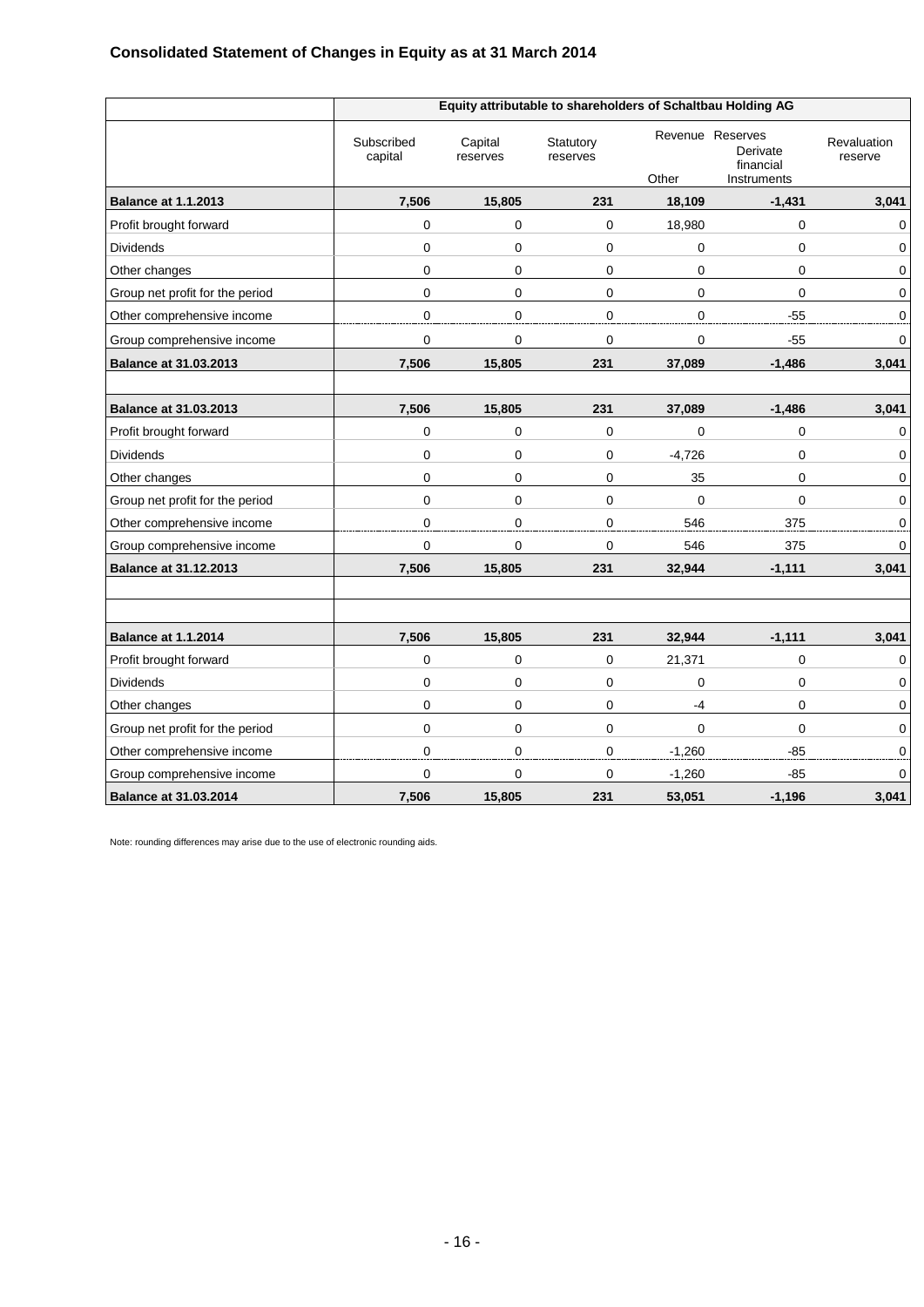### Consolidated Statement of Changes in Equity as at 31 March 2014

| | Equity attributable to shareholders of Schaltbau Holding AG | | | | | |
|---|---|---|---|---|---|---|
| | Subscribed capital | Capital reserves | Statutory reserves | Revenue Reserves | | Revaluation reserve |
| | | | | Other | Derivate financial Instruments | |
| **Balance at 1.1.2013** | **7,506** | **15,805** | **231** | **18,109** | **-1,431** | **3,041** |
| Profit brought forward | 0 | 0 | 0 | 18,980 | 0 | 0 |
| Dividends | 0 | 0 | 0 | 0 | 0 | 0 |
| Other changes | 0 | 0 | 0 | 0 | 0 | 0 |
| Group net profit for the period | 0 | 0 | 0 | 0 | 0 | 0 |
| Other comprehensive income | 0 | 0 | 0 | 0 | -55 | 0 |
| Group comprehensive income | 0 | 0 | 0 | 0 | -55 | 0 |
| **Balance at 31.03.2013** | **7,506** | **15,805** | **231** | **37,089** | **-1,486** | **3,041** |
| | | | | | | |
| **Balance at 31.03.2013** | **7,506** | **15,805** | **231** | **37,089** | **-1,486** | **3,041** |
| Profit brought forward | 0 | 0 | 0 | 0 | 0 | 0 |
| Dividends | 0 | 0 | 0 | -4,726 | 0 | 0 |
| Other changes | 0 | 0 | 0 | 35 | 0 | 0 |
| Group net profit for the period | 0 | 0 | 0 | 0 | 0 | 0 |
| Other comprehensive income | 0 | 0 | 0 | 546 | 375 | 0 |
| Group comprehensive income | 0 | 0 | 0 | 546 | 375 | 0 |
| **Balance at 31.12.2013** | **7,506** | **15,805** | **231** | **32,944** | **-1,111** | **3,041** |
| | | | | | | |
| | | | | | | |
| **Balance at 1.1.2014** | **7,506** | **15,805** | **231** | **32,944** | **-1,111** | **3,041** |
| Profit brought forward | 0 | 0 | 0 | 21,371 | 0 | 0 |
| Dividends | 0 | 0 | 0 | 0 | 0 | 0 |
| Other changes | 0 | 0 | 0 | -4 | 0 | 0 |
| Group net profit for the period | 0 | 0 | 0 | 0 | 0 | 0 |
| Other comprehensive income | 0 | 0 | 0 | -1,260 | -85 | 0 |
| Group comprehensive income | 0 | 0 | 0 | -1,260 | -85 | 0 |
| **Balance at 31.03.2014** | **7,506** | **15,805** | **231** | **53,051** | **-1,196** | **3,041** |

Note: rounding differences may arise due to the use of electronic rounding aids.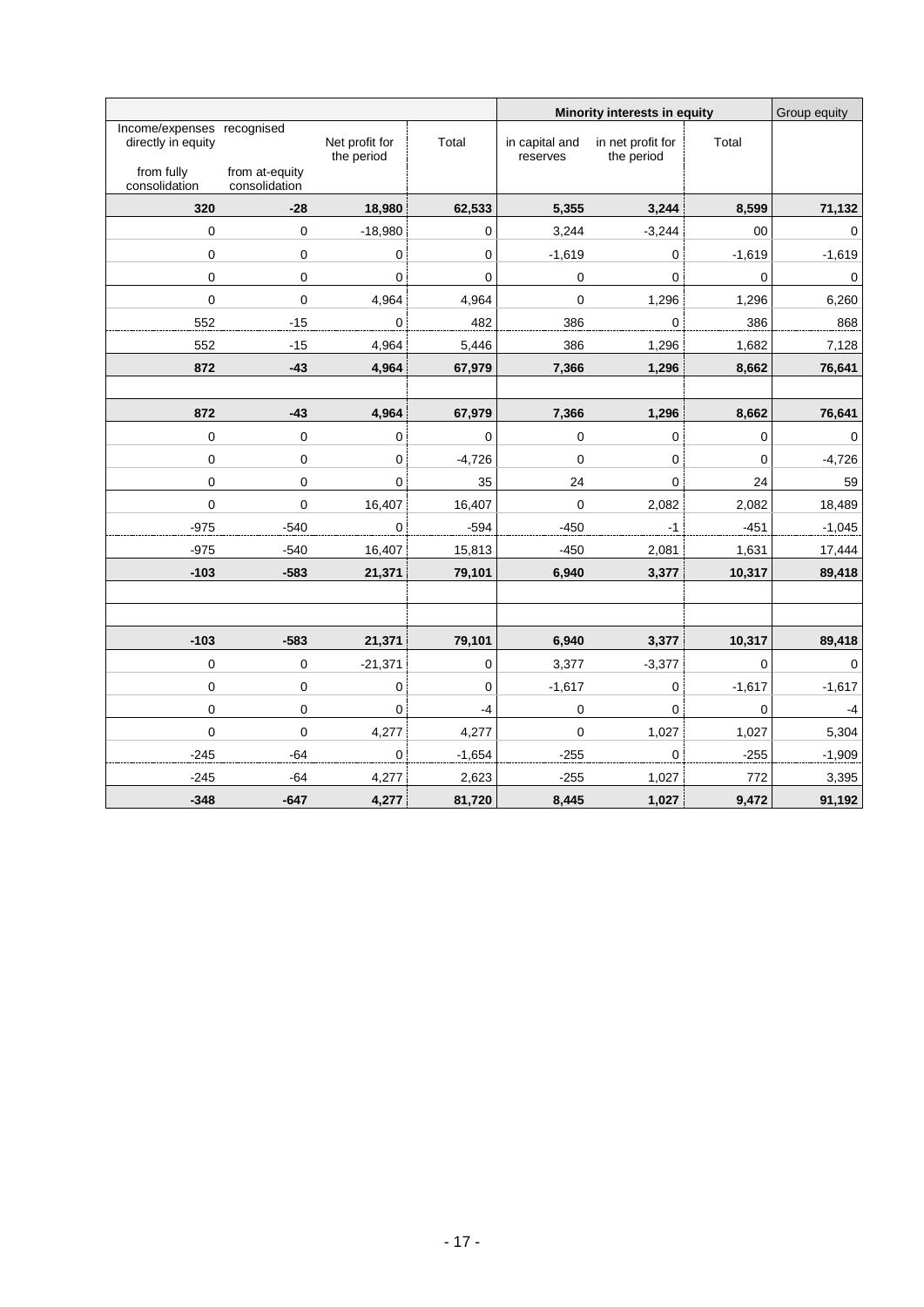| Income/expenses recognised directly in equity from fully consolidation | from at-equity consolidation | Net profit for the period | Total | Minority interests in equity in capital and reserves | in net profit for the period | Total | Group equity |
|---|---|---|---|---|---|---|---|
| **320** | **-28** | **18,980** | **62,533** | **5,355** | **3,244** | **8,599** | **71,132** |
| 0 | 0 | -18,980 | 0 | 3,244 | -3,244 | 00 | 0 |
| 0 | 0 | 0 | 0 | -1,619 | 0 | -1,619 | -1,619 |
| 0 | 0 | 0 | 0 | 0 | 0 | 0 | 0 |
| 0 | 0 | 4,964 | 4,964 | 0 | 1,296 | 1,296 | 6,260 |
| 552 | -15 | 0 | 482 | 386 | 0 | 386 | 868 |
| 552 | -15 | 4,964 | 5,446 | 386 | 1,296 | 1,682 | 7,128 |
| **872** | **-43** | **4,964** | **67,979** | **7,366** | **1,296** | **8,662** | **76,641** |
| | | | | | | | |
| **872** | **-43** | **4,964** | **67,979** | **7,366** | **1,296** | **8,662** | **76,641** |
| 0 | 0 | 0 | 0 | 0 | 0 | 0 | 0 |
| 0 | 0 | 0 | -4,726 | 0 | 0 | 0 | -4,726 |
| 0 | 0 | 0 | 35 | 24 | 0 | 24 | 59 |
| 0 | 0 | 16,407 | 16,407 | 0 | 2,082 | 2,082 | 18,489 |
| -975 | -540 | 0 | -594 | -450 | -1 | -451 | -1,045 |
| -975 | -540 | 16,407 | 15,813 | -450 | 2,081 | 1,631 | 17,444 |
| **-103** | **-583** | **21,371** | **79,101** | **6,940** | **3,377** | **10,317** | **89,418** |
| | | | | | | | |
| | | | | | | | |
| **-103** | **-583** | **21,371** | **79,101** | **6,940** | **3,377** | **10,317** | **89,418** |
| 0 | 0 | -21,371 | 0 | 3,377 | -3,377 | 0 | 0 |
| 0 | 0 | 0 | 0 | -1,617 | 0 | -1,617 | -1,617 |
| 0 | 0 | 0 | -4 | 0 | 0 | 0 | -4 |
| 0 | 0 | 4,277 | 4,277 | 0 | 1,027 | 1,027 | 5,304 |
| -245 | -64 | 0 | -1,654 | -255 | 0 | -255 | -1,909 |
| -245 | -64 | 4,277 | 2,623 | -255 | 1,027 | 772 | 3,395 |
| **-348** | **-647** | **4,277** | **81,720** | **8,445** | **1,027** | **9,472** | **91,192** |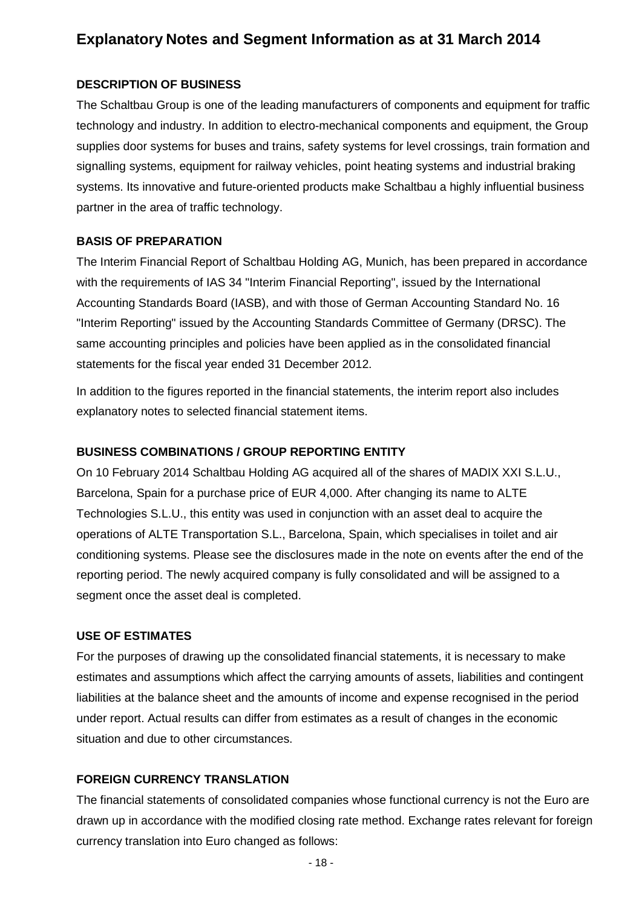# Explanatory Notes and Segment Information as at 31 March 2014

**DESCRIPTION OF BUSINESS**

The Schaltbau Group is one of the leading manufacturers of components and equipment for traffic technology and industry. In addition to electro-mechanical components and equipment, the Group supplies door systems for buses and trains, safety systems for level crossings, train formation and signalling systems, equipment for railway vehicles, point heating systems and industrial braking systems. Its innovative and future-oriented products make Schaltbau a highly influential business partner in the area of traffic technology.

**BASIS OF PREPARATION**

The Interim Financial Report of Schaltbau Holding AG, Munich, has been prepared in accordance with the requirements of IAS 34 "Interim Financial Reporting", issued by the International Accounting Standards Board (IASB), and with those of German Accounting Standard No. 16 "Interim Reporting" issued by the Accounting Standards Committee of Germany (DRSC). The same accounting principles and policies have been applied as in the consolidated financial statements for the fiscal year ended 31 December 2012.

In addition to the figures reported in the financial statements, the interim report also includes explanatory notes to selected financial statement items.

**BUSINESS COMBINATIONS / GROUP REPORTING ENTITY**

On 10 February 2014 Schaltbau Holding AG acquired all of the shares of MADIX XXI S.L.U., Barcelona, Spain for a purchase price of EUR 4,000. After changing its name to ALTE Technologies S.L.U., this entity was used in conjunction with an asset deal to acquire the operations of ALTE Transportation S.L., Barcelona, Spain, which specialises in toilet and air conditioning systems. Please see the disclosures made in the note on events after the end of the reporting period. The newly acquired company is fully consolidated and will be assigned to a segment once the asset deal is completed.

**USE OF ESTIMATES**

For the purposes of drawing up the consolidated financial statements, it is necessary to make estimates and assumptions which affect the carrying amounts of assets, liabilities and contingent liabilities at the balance sheet and the amounts of income and expense recognised in the period under report. Actual results can differ from estimates as a result of changes in the economic situation and due to other circumstances.

**FOREIGN CURRENCY TRANSLATION**

The financial statements of consolidated companies whose functional currency is not the Euro are drawn up in accordance with the modified closing rate method. Exchange rates relevant for foreign currency translation into Euro changed as follows: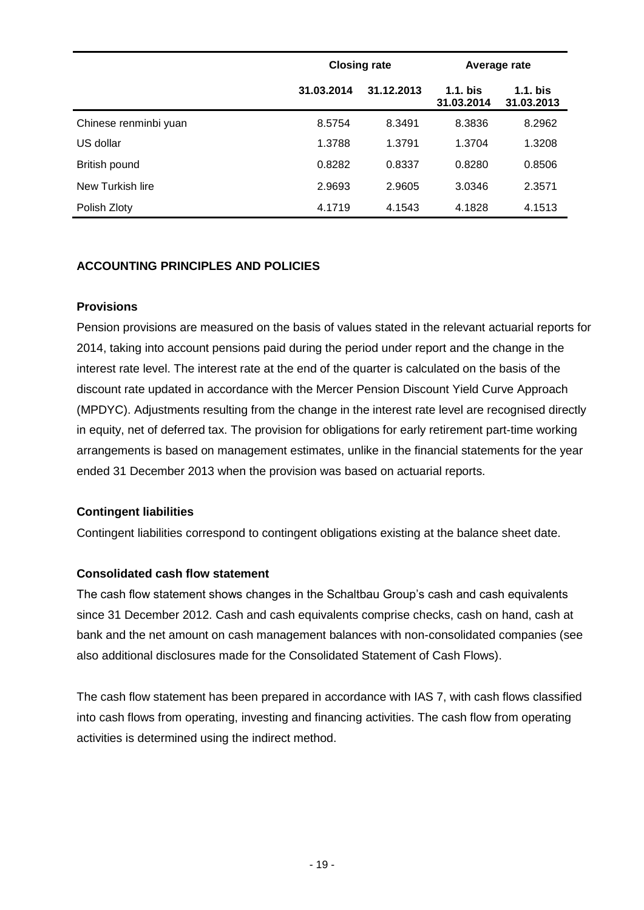| | Closing rate | | Average rate | |
|---|---|---|---|---|
| | 31.03.2014 | 31.12.2013 | 1.1. bis 31.03.2014 | 1.1. bis 31.03.2013 |
| Chinese renminbi yuan | 8.5754 | 8.3491 | 8.3836 | 8.2962 |
| US dollar | 1.3788 | 1.3791 | 1.3704 | 1.3208 |
| British pound | 0.8282 | 0.8337 | 0.8280 | 0.8506 |
| New Turkish lire | 2.9693 | 2.9605 | 3.0346 | 2.3571 |
| Polish Zloty | 4.1719 | 4.1543 | 4.1828 | 4.1513 |

## ACCOUNTING PRINCIPLES AND POLICIES

### Provisions

Pension provisions are measured on the basis of values stated in the relevant actuarial reports for 2014, taking into account pensions paid during the period under report and the change in the interest rate level. The interest rate at the end of the quarter is calculated on the basis of the discount rate updated in accordance with the Mercer Pension Discount Yield Curve Approach (MPDYC). Adjustments resulting from the change in the interest rate level are recognised directly in equity, net of deferred tax. The provision for obligations for early retirement part-time working arrangements is based on management estimates, unlike in the financial statements for the year ended 31 December 2013 when the provision was based on actuarial reports.

### Contingent liabilities

Contingent liabilities correspond to contingent obligations existing at the balance sheet date.

### Consolidated cash flow statement

The cash flow statement shows changes in the Schaltbau Group's cash and cash equivalents since 31 December 2012. Cash and cash equivalents comprise checks, cash on hand, cash at bank and the net amount on cash management balances with non-consolidated companies (see also additional disclosures made for the Consolidated Statement of Cash Flows).

The cash flow statement has been prepared in accordance with IAS 7, with cash flows classified into cash flows from operating, investing and financing activities. The cash flow from operating activities is determined using the indirect method.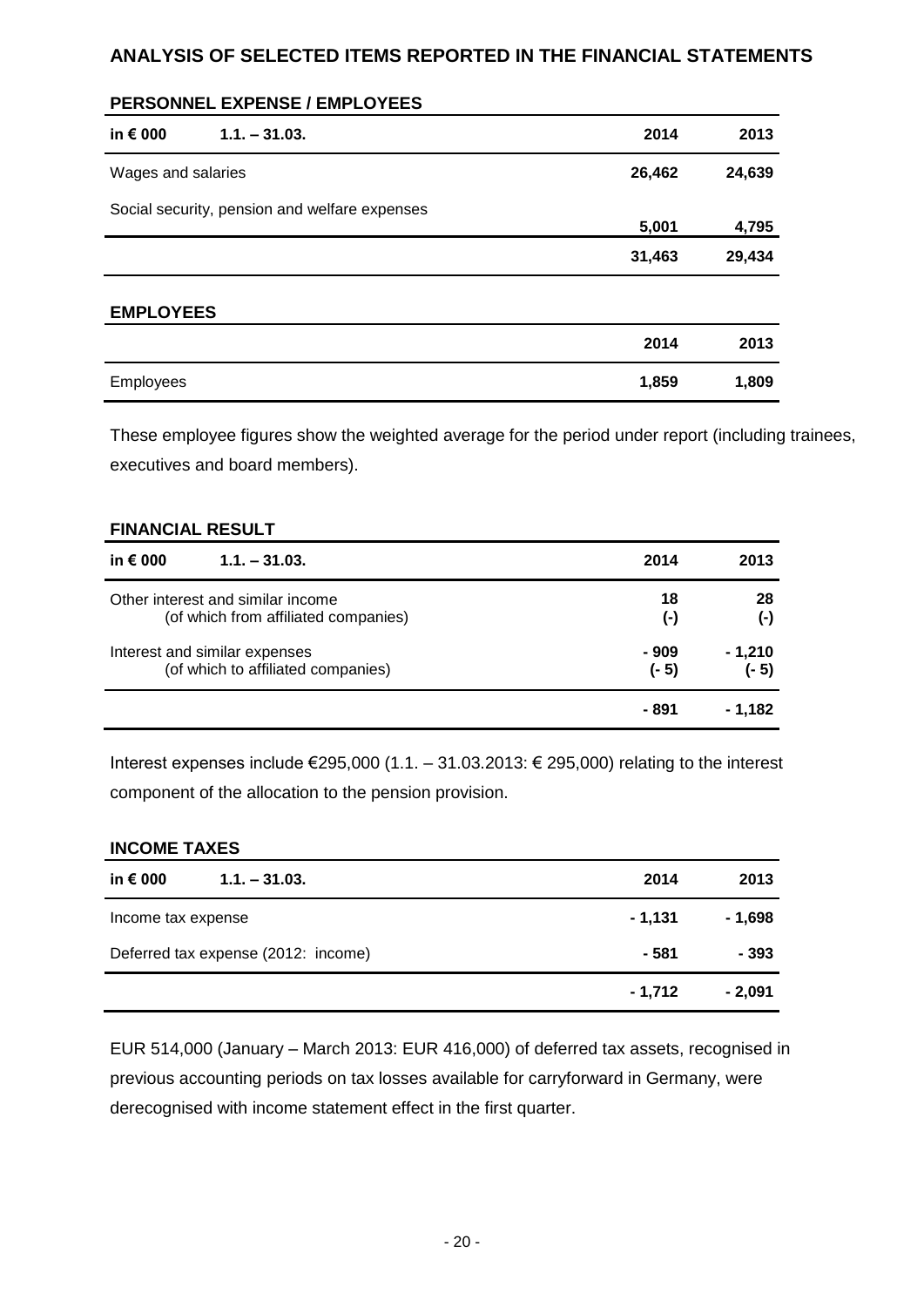## ANALYSIS OF SELECTED ITEMS REPORTED IN THE FINANCIAL STATEMENTS

### PERSONNEL EXPENSE / EMPLOYEES

| in € 000 1.1. – 31.03. | 2014 | 2013 |
|---|---|---|
| Wages and salaries | 26,462 | 24,639 |
| Social security, pension and welfare expenses | 5,001 | 4,795 |
| | 31,463 | 29,434 |

### EMPLOYEES

| | 2014 | 2013 |
|---|---|---|
| Employees | 1,859 | 1,809 |

These employee figures show the weighted average for the period under report (including trainees, executives and board members).

### FINANCIAL RESULT

| in € 000 1.1. – 31.03. | 2014 | 2013 |
|---|---|---|
| Other interest and similar income<br>(of which from affiliated companies) | 18<br>(-) | 28<br>(-) |
| Interest and similar expenses<br>(of which to affiliated companies) | - 909<br>(- 5) | - 1,210<br>(- 5) |
| | - 891 | - 1,182 |

Interest expenses include €295,000 (1.1. – 31.03.2013: € 295,000) relating to the interest component of the allocation to the pension provision.

### INCOME TAXES

| in € 000 1.1. – 31.03. | 2014 | 2013 |
|---|---|---|
| Income tax expense | - 1,131 | - 1,698 |
| Deferred tax expense (2012: income) | - 581 | - 393 |
| | - 1,712 | - 2,091 |

EUR 514,000 (January – March 2013: EUR 416,000) of deferred tax assets, recognised in previous accounting periods on tax losses available for carryforward in Germany, were derecognised with income statement effect in the first quarter.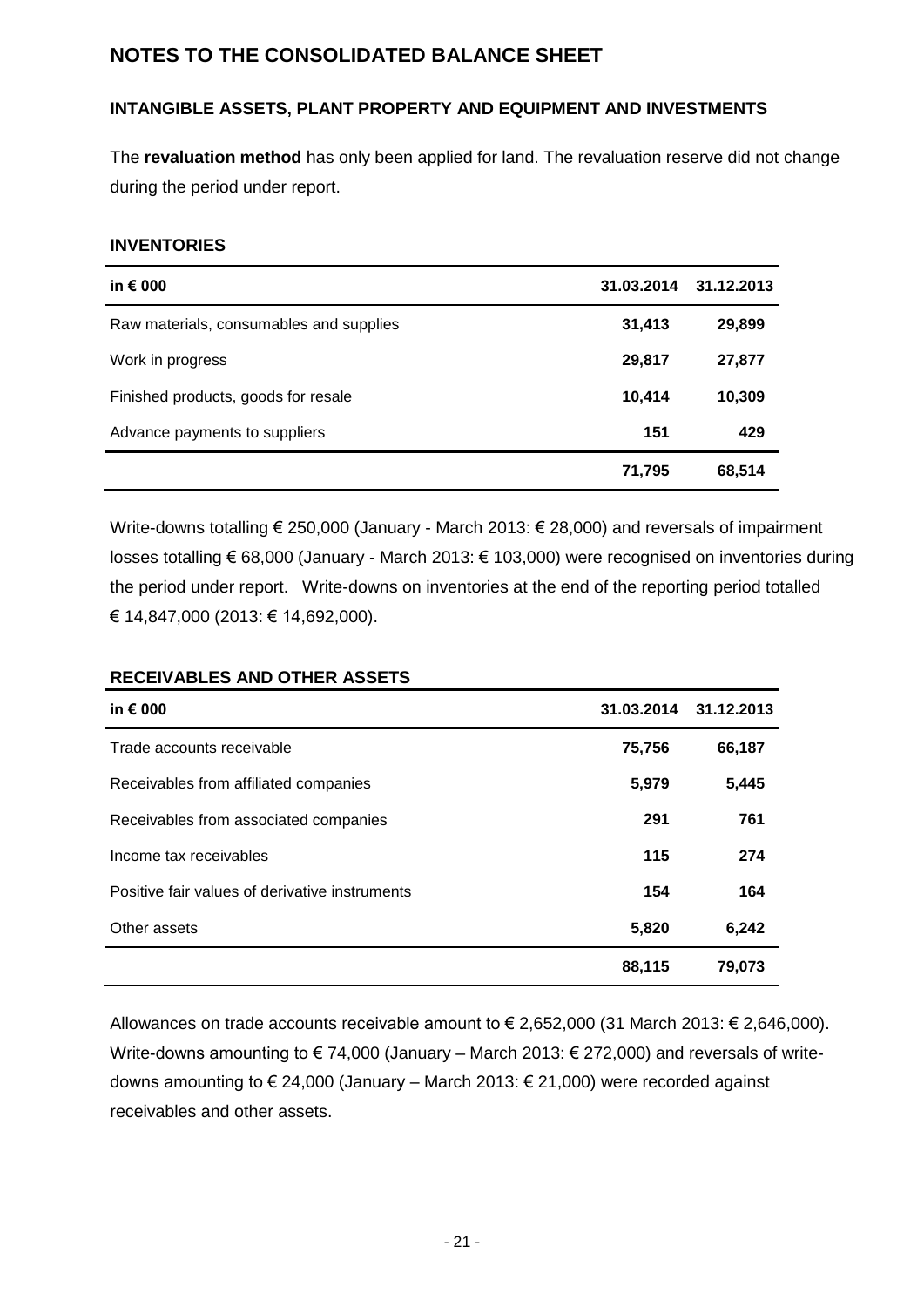# NOTES TO THE CONSOLIDATED BALANCE SHEET

## INTANGIBLE ASSETS, PLANT PROPERTY AND EQUIPMENT AND INVESTMENTS

The **revaluation method** has only been applied for land. The revaluation reserve did not change during the period under report.

## INVENTORIES

| in € 000 | 31.03.2014 | 31.12.2013 |
|---|---|---|
| Raw materials, consumables and supplies | **31,413** | **29,899** |
| Work in progress | **29,817** | **27,877** |
| Finished products, goods for resale | **10,414** | **10,309** |
| Advance payments to suppliers | **151** | **429** |
| | **71,795** | **68,514** |

Write-downs totalling € 250,000 (January - March 2013: € 28,000) and reversals of impairment losses totalling € 68,000 (January - March 2013: € 103,000) were recognised on inventories during the period under report. Write-downs on inventories at the end of the reporting period totalled € 14,847,000 (2013: € 14,692,000).

## RECEIVABLES AND OTHER ASSETS

| in € 000 | 31.03.2014 | 31.12.2013 |
|---|---|---|
| Trade accounts receivable | **75,756** | **66,187** |
| Receivables from affiliated companies | **5,979** | **5,445** |
| Receivables from associated companies | **291** | **761** |
| Income tax receivables | **115** | **274** |
| Positive fair values of derivative instruments | **154** | **164** |
| Other assets | **5,820** | **6,242** |
| | **88,115** | **79,073** |

Allowances on trade accounts receivable amount to € 2,652,000 (31 March 2013: € 2,646,000). Write-downs amounting to € 74,000 (January – March 2013: € 272,000) and reversals of write-downs amounting to € 24,000 (January – March 2013: € 21,000) were recorded against receivables and other assets.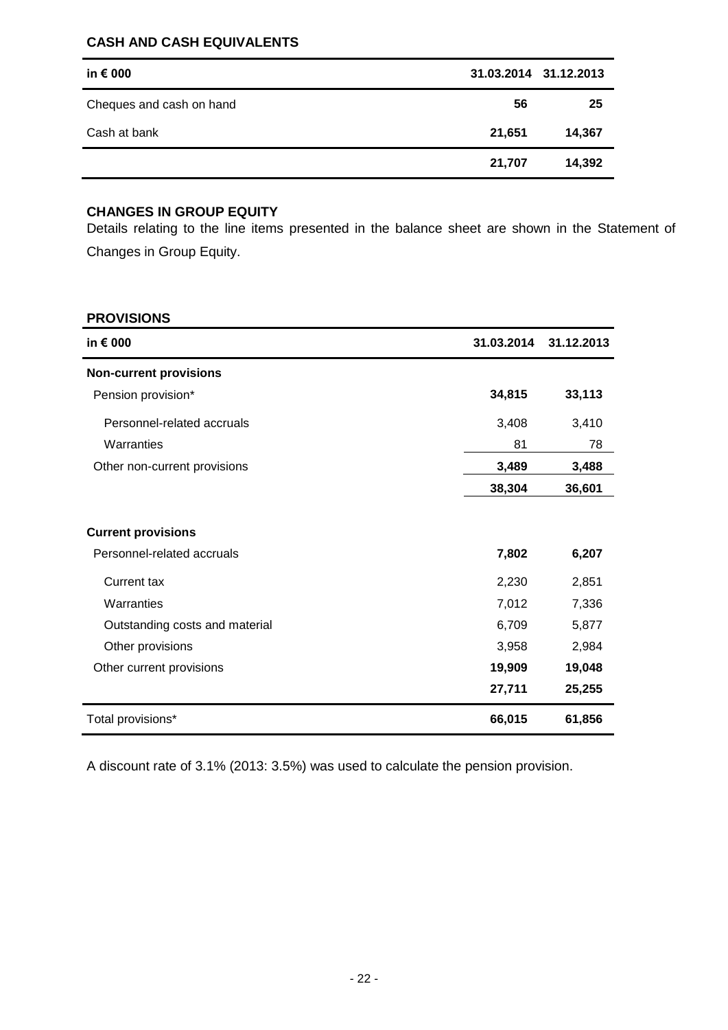## CASH AND CASH EQUIVALENTS

| in € 000 | 31.03.2014 | 31.12.2013 |
|---|---|---|
| Cheques and cash on hand | **56** | **25** |
| Cash at bank | **21,651** | **14,367** |
| | **21,707** | **14,392** |

## CHANGES IN GROUP EQUITY

Details relating to the line items presented in the balance sheet are shown in the Statement of Changes in Group Equity.

## PROVISIONS

| in € 000 | 31.03.2014 | 31.12.2013 |
|---|---|---|
| **Non-current provisions** | | |
| Pension provision* | **34,815** | **33,113** |
| Personnel-related accruals | 3,408 | 3,410 |
| Warranties | 81 | 78 |
| Other non-current provisions | **3,489** | **3,488** |
| | **38,304** | **36,601** |
| **Current provisions** | | |
| Personnel-related accruals | **7,802** | **6,207** |
| Current tax | 2,230 | 2,851 |
| Warranties | 7,012 | 7,336 |
| Outstanding costs and material | 6,709 | 5,877 |
| Other provisions | 3,958 | 2,984 |
| Other current provisions | **19,909** | **19,048** |
| | **27,711** | **25,255** |
| Total provisions* | **66,015** | **61,856** |

A discount rate of 3.1% (2013: 3.5%) was used to calculate the pension provision.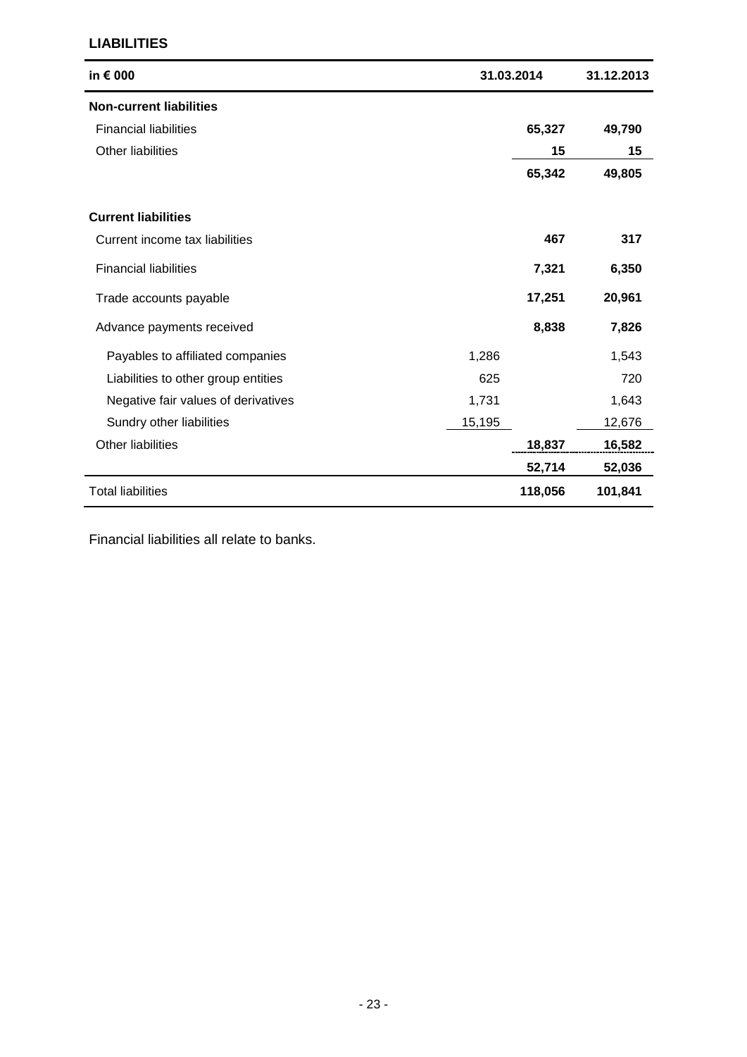## LIABILITIES

| in € 000 | 31.03.2014 | | 31.12.2013 |
|---|---|---|---|
| **Non-current liabilities** | | | |
| Financial liabilities | | **65,327** | **49,790** |
| Other liabilities | | **15** | **15** |
| | | **65,342** | **49,805** |
| **Current liabilities** | | | |
| Current income tax liabilities | | **467** | **317** |
| Financial liabilities | | **7,321** | **6,350** |
| Trade accounts payable | | **17,251** | **20,961** |
| Advance payments received | | **8,838** | **7,826** |
| Payables to affiliated companies | 1,286 | | 1,543 |
| Liabilities to other group entities | 625 | | 720 |
| Negative fair values of derivatives | 1,731 | | 1,643 |
| Sundry other liabilities | 15,195 | | 12,676 |
| Other liabilities | | **18,837** | **16,582** |
| | | **52,714** | **52,036** |
| Total liabilities | | **118,056** | **101,841** |

Financial liabilities all relate to banks.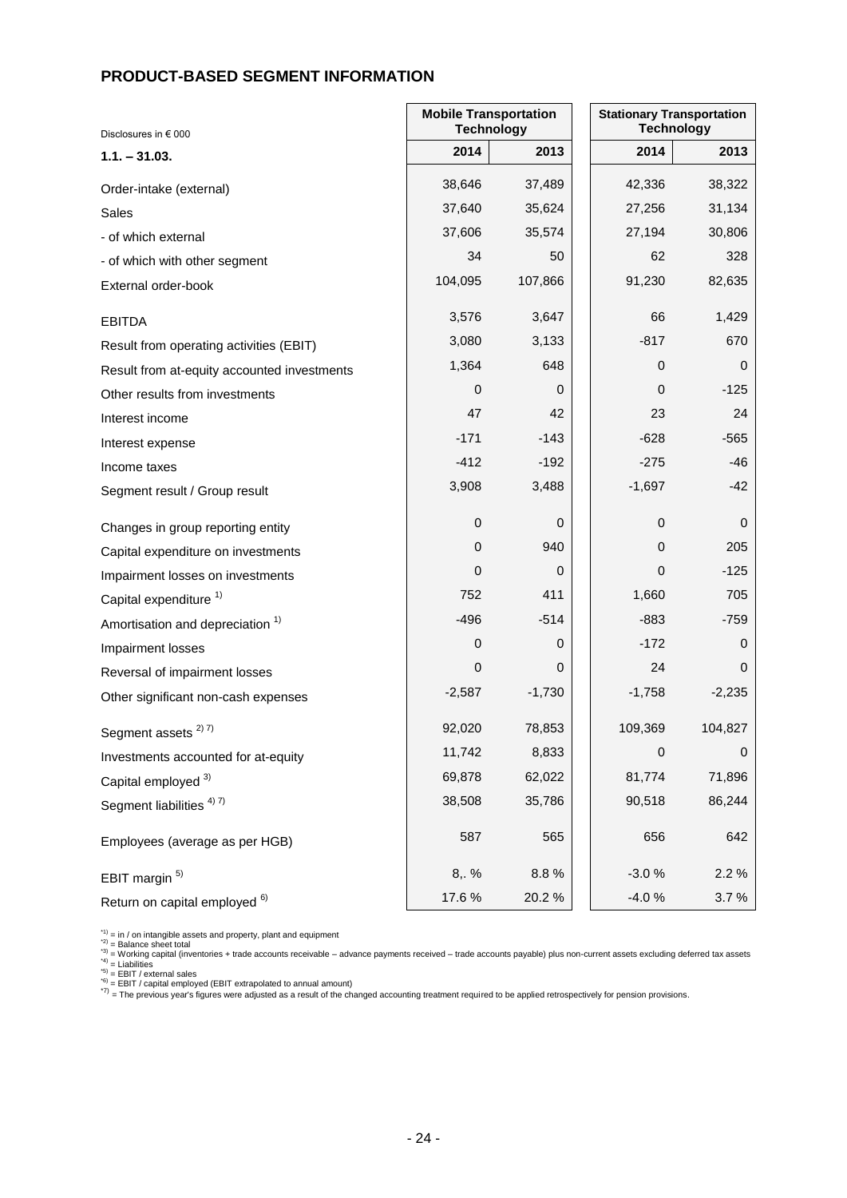## PRODUCT-BASED SEGMENT INFORMATION

| Disclosures in € 000 | Mobile Transportation Technology | | Stationary Transportation Technology | |
|---|---|---|---|---|
| **1.1. – 31.03.** | **2014** | **2013** | **2014** | **2013** |
| Order-intake (external) | 38,646 | 37,489 | 42,336 | 38,322 |
| Sales | 37,640 | 35,624 | 27,256 | 31,134 |
| - of which external | 37,606 | 35,574 | 27,194 | 30,806 |
| - of which with other segment | 34 | 50 | 62 | 328 |
| External order-book | 104,095 | 107,866 | 91,230 | 82,635 |
| EBITDA | 3,576 | 3,647 | 66 | 1,429 |
| Result from operating activities (EBIT) | 3,080 | 3,133 | -817 | 670 |
| Result from at-equity accounted investments | 1,364 | 648 | 0 | 0 |
| Other results from investments | 0 | 0 | 0 | -125 |
| Interest income | 47 | 42 | 23 | 24 |
| Interest expense | -171 | -143 | -628 | -565 |
| Income taxes | -412 | -192 | -275 | -46 |
| Segment result / Group result | 3,908 | 3,488 | -1,697 | -42 |
| Changes in group reporting entity | 0 | 0 | 0 | 0 |
| Capital expenditure on investments | 0 | 940 | 0 | 205 |
| Impairment losses on investments | 0 | 0 | 0 | -125 |
| Capital expenditure [1] | 752 | 411 | 1,660 | 705 |
| Amortisation and depreciation [1] | -496 | -514 | -883 | -759 |
| Impairment losses | 0 | 0 | -172 | 0 |
| Reversal of impairment losses | 0 | 0 | 24 | 0 |
| Other significant non-cash expenses | -2,587 | -1,730 | -1,758 | -2,235 |
| Segment assets [2) 7)] | 92,020 | 78,853 | 109,369 | 104,827 |
| Investments accounted for at-equity | 11,742 | 8,833 | 0 | 0 |
| Capital employed [3] | 69,878 | 62,022 | 81,774 | 71,896 |
| Segment liabilities [4) 7)] | 38,508 | 35,786 | 90,518 | 86,244 |
| Employees (average as per HGB) | 587 | 565 | 656 | 642 |
| EBIT margin [5] | 8,. % | 8.8 % | -3.0 % | 2.2 % |
| Return on capital employed [6] | 17.6 % | 20.2 % | -4.0 % | 3.7 % |

*1) = in / on intangible assets and property, plant and equipment
*2) = Balance sheet total
*3) = Working capital (inventories + trade accounts receivable – advance payments received – trade accounts payable) plus non-current assets excluding deferred tax assets
*4) = Liabilities
*5) = EBIT / external sales
*6) = EBIT / capital employed (EBIT extrapolated to annual amount)
*7) = The previous year's figures were adjusted as a result of the changed accounting treatment required to be applied retrospectively for pension provisions.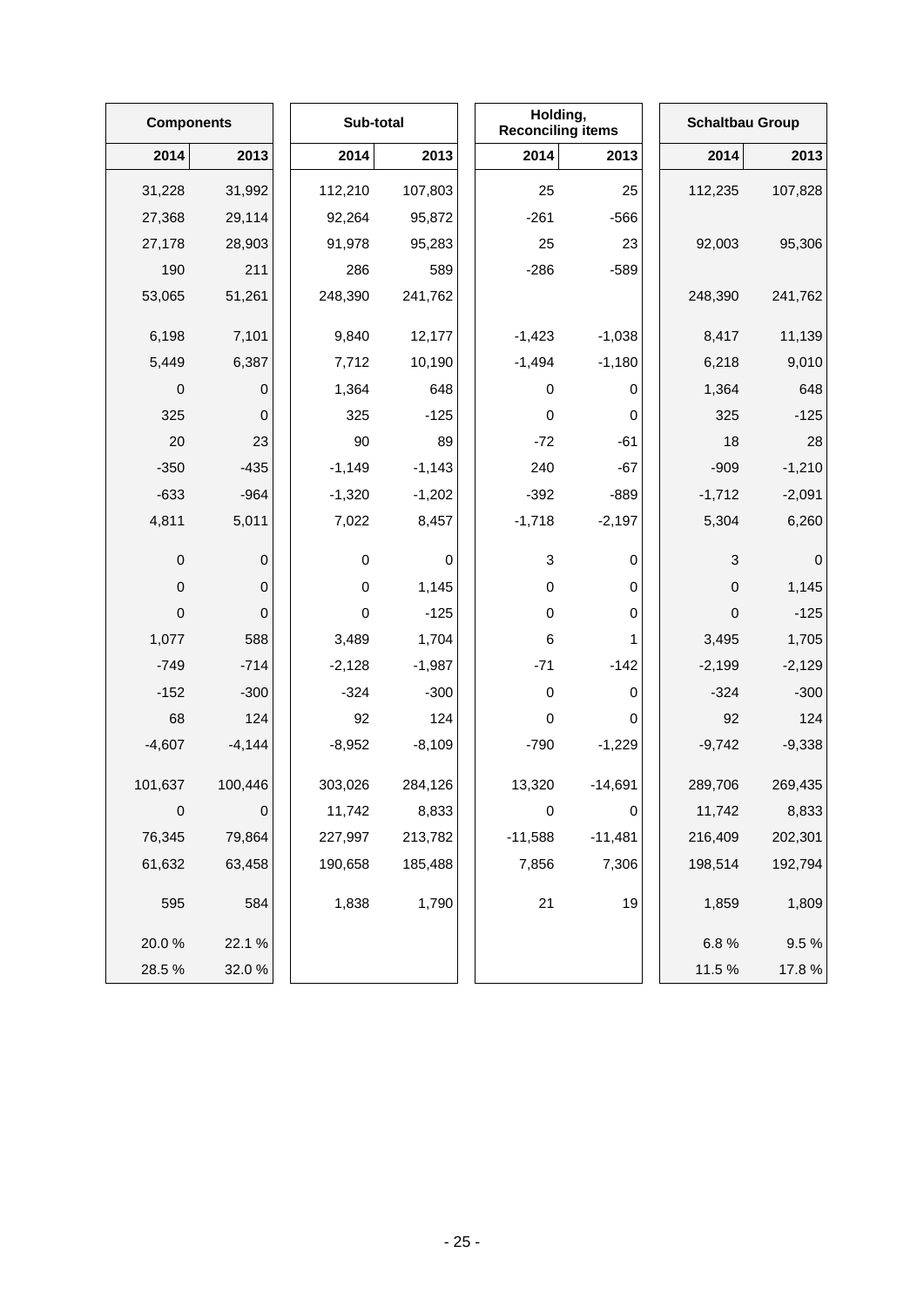| Components | | Sub-total | | Holding, Reconciling items | | Schaltbau Group | |
|---|---|---|---|---|---|---|---|
| 2014 | 2013 | 2014 | 2013 | 2014 | 2013 | 2014 | 2013 |
| 31,228 | 31,992 | 112,210 | 107,803 | 25 | 25 | 112,235 | 107,828 |
| 27,368 | 29,114 | 92,264 | 95,872 | -261 | -566 | | |
| 27,178 | 28,903 | 91,978 | 95,283 | 25 | 23 | 92,003 | 95,306 |
| 190 | 211 | 286 | 589 | -286 | -589 | | |
| 53,065 | 51,261 | 248,390 | 241,762 | | | 248,390 | 241,762 |
| 6,198 | 7,101 | 9,840 | 12,177 | -1,423 | -1,038 | 8,417 | 11,139 |
| 5,449 | 6,387 | 7,712 | 10,190 | -1,494 | -1,180 | 6,218 | 9,010 |
| 0 | 0 | 1,364 | 648 | 0 | 0 | 1,364 | 648 |
| 325 | 0 | 325 | -125 | 0 | 0 | 325 | -125 |
| 20 | 23 | 90 | 89 | -72 | -61 | 18 | 28 |
| -350 | -435 | -1,149 | -1,143 | 240 | -67 | -909 | -1,210 |
| -633 | -964 | -1,320 | -1,202 | -392 | -889 | -1,712 | -2,091 |
| 4,811 | 5,011 | 7,022 | 8,457 | -1,718 | -2,197 | 5,304 | 6,260 |
| 0 | 0 | 0 | 0 | 3 | 0 | 3 | 0 |
| 0 | 0 | 0 | 1,145 | 0 | 0 | 0 | 1,145 |
| 0 | 0 | 0 | -125 | 0 | 0 | 0 | -125 |
| 1,077 | 588 | 3,489 | 1,704 | 6 | 1 | 3,495 | 1,705 |
| -749 | -714 | -2,128 | -1,987 | -71 | -142 | -2,199 | -2,129 |
| -152 | -300 | -324 | -300 | 0 | 0 | -324 | -300 |
| 68 | 124 | 92 | 124 | 0 | 0 | 92 | 124 |
| -4,607 | -4,144 | -8,952 | -8,109 | -790 | -1,229 | -9,742 | -9,338 |
| 101,637 | 100,446 | 303,026 | 284,126 | 13,320 | -14,691 | 289,706 | 269,435 |
| 0 | 0 | 11,742 | 8,833 | 0 | 0 | 11,742 | 8,833 |
| 76,345 | 79,864 | 227,997 | 213,782 | -11,588 | -11,481 | 216,409 | 202,301 |
| 61,632 | 63,458 | 190,658 | 185,488 | 7,856 | 7,306 | 198,514 | 192,794 |
| 595 | 584 | 1,838 | 1,790 | 21 | 19 | 1,859 | 1,809 |
| 20.0 % | 22.1 % | | | | | 6.8 % | 9.5 % |
| 28.5 % | 32.0 % | | | | | 11.5 % | 17.8 % |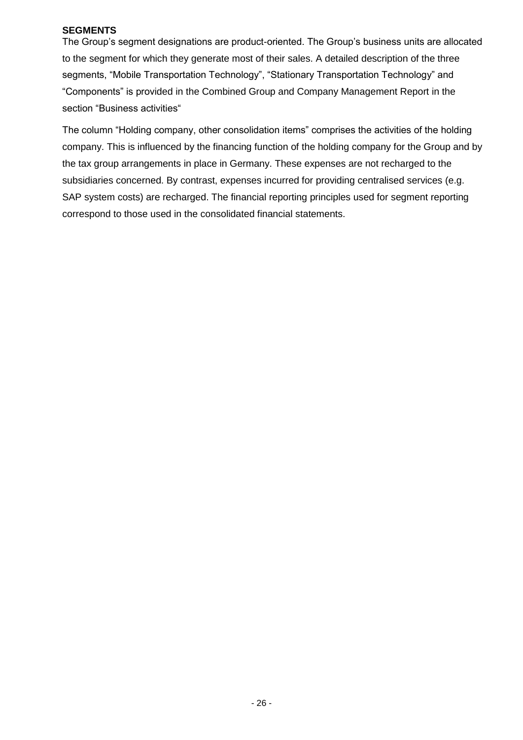**SEGMENTS**

The Group's segment designations are product-oriented. The Group's business units are allocated to the segment for which they generate most of their sales. A detailed description of the three segments, "Mobile Transportation Technology", "Stationary Transportation Technology" and "Components" is provided in the Combined Group and Company Management Report in the section "Business activities"

The column "Holding company, other consolidation items" comprises the activities of the holding company. This is influenced by the financing function of the holding company for the Group and by the tax group arrangements in place in Germany. These expenses are not recharged to the subsidiaries concerned. By contrast, expenses incurred for providing centralised services (e.g. SAP system costs) are recharged. The financial reporting principles used for segment reporting correspond to those used in the consolidated financial statements.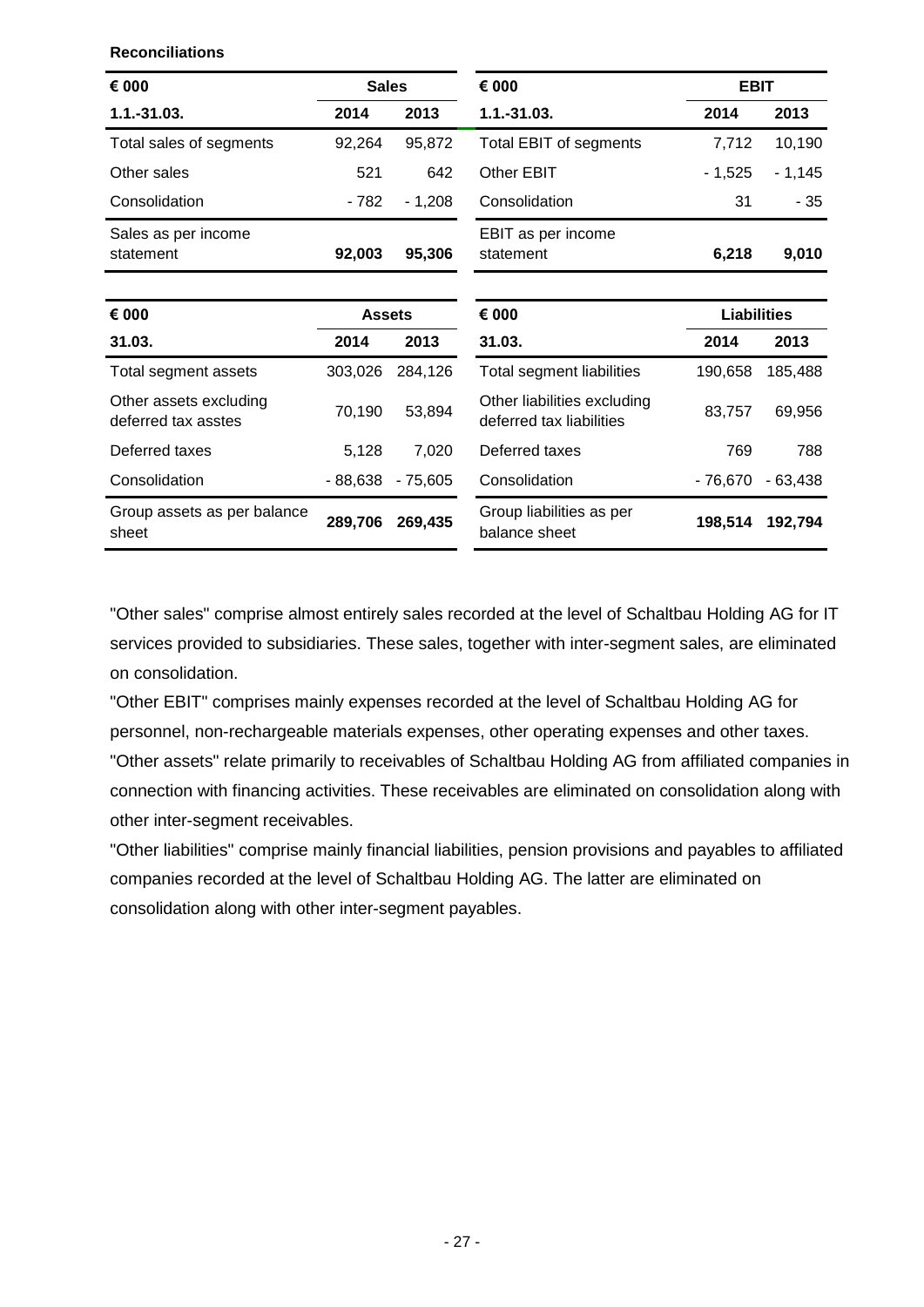**Reconciliations**

| € 000 | Sales | |
|---|---|---|
| 1.1.-31.03. | 2014 | 2013 |
| Total sales of segments | 92,264 | 95,872 |
| Other sales | 521 | 642 |
| Consolidation | - 782 | - 1,208 |
| Sales as per income statement | **92,003** | **95,306** |

| € 000 | EBIT | |
|---|---|---|
| 1.1.-31.03. | 2014 | 2013 |
| Total EBIT of segments | 7,712 | 10,190 |
| Other EBIT | - 1,525 | - 1,145 |
| Consolidation | 31 | - 35 |
| EBIT as per income statement | **6,218** | **9,010** |

| € 000 | Assets | |
|---|---|---|
| 31.03. | 2014 | 2013 |
| Total segment assets | 303,026 | 284,126 |
| Other assets excluding deferred tax asstes | 70,190 | 53,894 |
| Deferred taxes | 5,128 | 7,020 |
| Consolidation | - 88,638 | - 75,605 |
| Group assets as per balance sheet | **289,706** | **269,435** |

| € 000 | Liabilities | |
|---|---|---|
| 31.03. | 2014 | 2013 |
| Total segment liabilities | 190,658 | 185,488 |
| Other liabilities excluding deferred tax liabilities | 83,757 | 69,956 |
| Deferred taxes | 769 | 788 |
| Consolidation | - 76,670 | - 63,438 |
| Group liabilities as per balance sheet | **198,514** | **192,794** |

"Other sales" comprise almost entirely sales recorded at the level of Schaltbau Holding AG for IT services provided to subsidiaries. These sales, together with inter-segment sales, are eliminated on consolidation.

"Other EBIT" comprises mainly expenses recorded at the level of Schaltbau Holding AG for personnel, non-rechargeable materials expenses, other operating expenses and other taxes.

"Other assets" relate primarily to receivables of Schaltbau Holding AG from affiliated companies in connection with financing activities. These receivables are eliminated on consolidation along with other inter-segment receivables.

"Other liabilities" comprise mainly financial liabilities, pension provisions and payables to affiliated companies recorded at the level of Schaltbau Holding AG. The latter are eliminated on consolidation along with other inter-segment payables.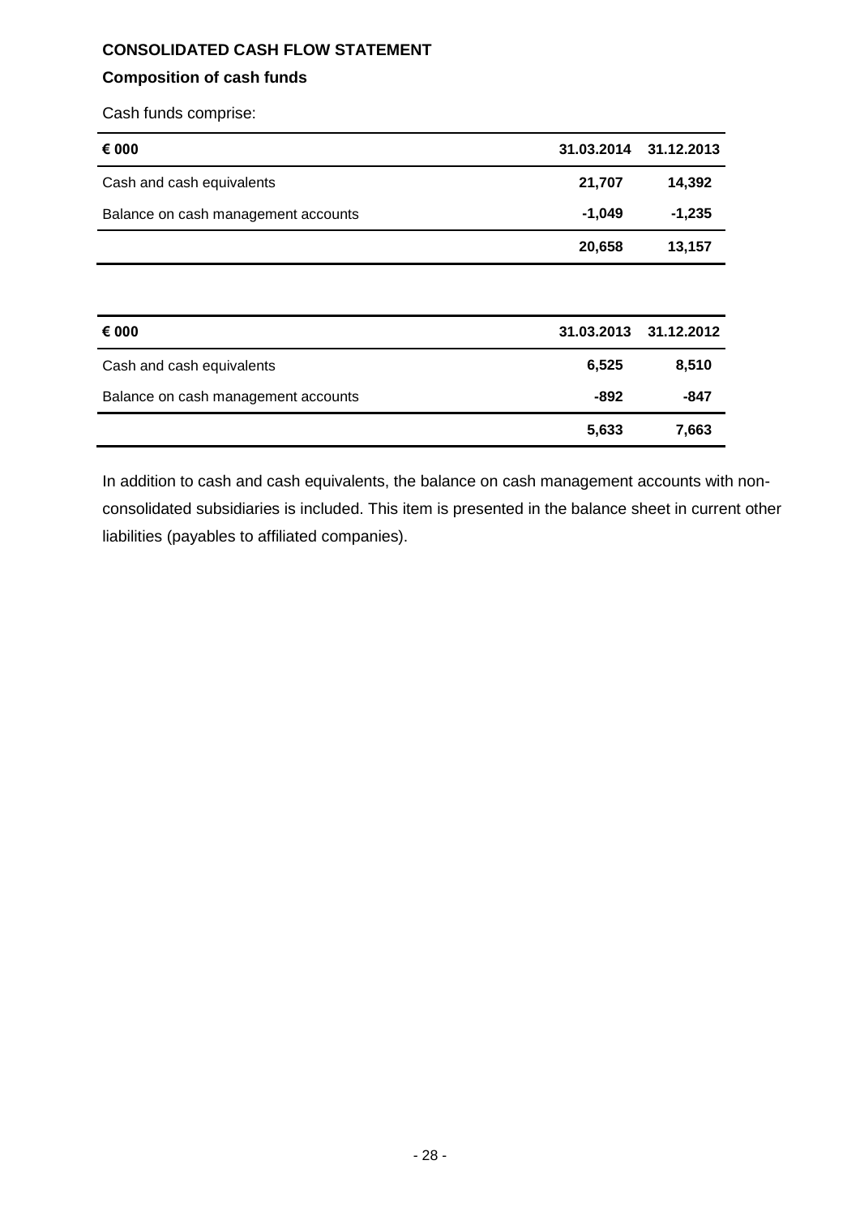**CONSOLIDATED CASH FLOW STATEMENT**

**Composition of cash funds**

Cash funds comprise:

| € 000 | 31.03.2014 | 31.12.2013 |
|---|---|---|
| Cash and cash equivalents | **21,707** | **14,392** |
| Balance on cash management accounts | **-1,049** | **-1,235** |
| | **20,658** | **13,157** |

| € 000 | 31.03.2013 | 31.12.2012 |
|---|---|---|
| Cash and cash equivalents | **6,525** | **8,510** |
| Balance on cash management accounts | **-892** | **-847** |
| | **5,633** | **7,663** |

In addition to cash and cash equivalents, the balance on cash management accounts with non-consolidated subsidiaries is included. This item is presented in the balance sheet in current other liabilities (payables to affiliated companies).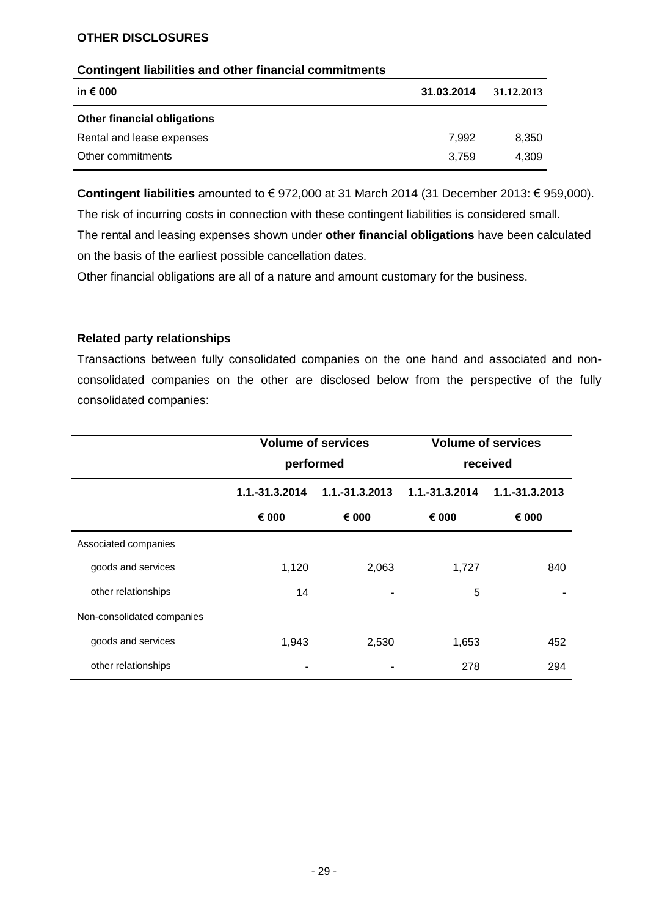## OTHER DISCLOSURES

### Contingent liabilities and other financial commitments

| in € 000 | 31.03.2014 | 31.12.2013 |
|---|---|---|
| **Other financial obligations** | | |
| Rental and lease expenses | 7,992 | 8,350 |
| Other commitments | 3,759 | 4,309 |

**Contingent liabilities** amounted to € 972,000 at 31 March 2014 (31 December 2013: € 959,000). The risk of incurring costs in connection with these contingent liabilities is considered small. The rental and leasing expenses shown under **other financial obligations** have been calculated on the basis of the earliest possible cancellation dates.

Other financial obligations are all of a nature and amount customary for the business.

### Related party relationships

Transactions between fully consolidated companies on the one hand and associated and non-consolidated companies on the other are disclosed below from the perspective of the fully consolidated companies:

| | Volume of services performed | | Volume of services received | |
|---|---|---|---|---|
| | 1.1.-31.3.2014 | 1.1.-31.3.2013 | 1.1.-31.3.2014 | 1.1.-31.3.2013 |
| | € 000 | € 000 | € 000 | € 000 |
| Associated companies | | | | |
| goods and services | 1,120 | 2,063 | 1,727 | 840 |
| other relationships | 14 | - | 5 | - |
| Non-consolidated companies | | | | |
| goods and services | 1,943 | 2,530 | 1,653 | 452 |
| other relationships | - | - | 278 | 294 |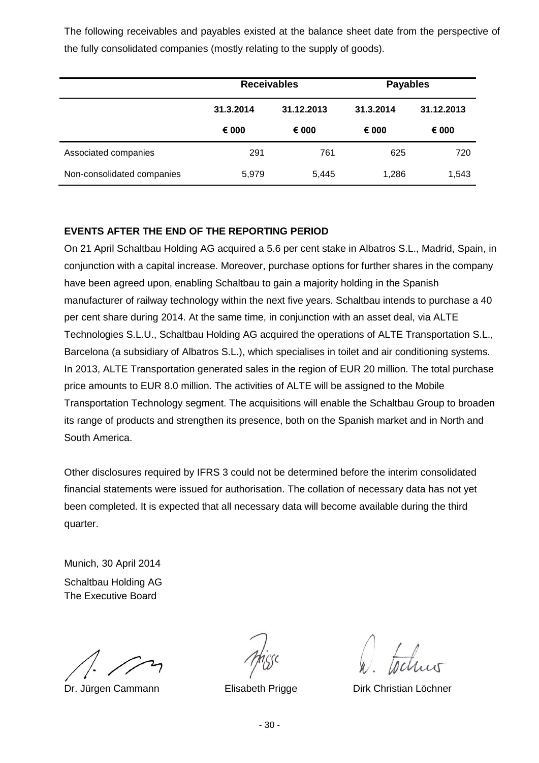The following receivables and payables existed at the balance sheet date from the perspective of the fully consolidated companies (mostly relating to the supply of goods).

| | **Receivables** | | **Payables** | |
|---|---|---|---|---|
| | **31.3.2014** | **31.12.2013** | **31.3.2014** | **31.12.2013** |
| | **€ 000** | **€ 000** | **€ 000** | **€ 000** |
| Associated companies | 291 | 761 | 625 | 720 |
| Non-consolidated companies | 5,979 | 5,445 | 1,286 | 1,543 |

## EVENTS AFTER THE END OF THE REPORTING PERIOD

On 21 April Schaltbau Holding AG acquired a 5.6 per cent stake in Albatros S.L., Madrid, Spain, in conjunction with a capital increase. Moreover, purchase options for further shares in the company have been agreed upon, enabling Schaltbau to gain a majority holding in the Spanish manufacturer of railway technology within the next five years. Schaltbau intends to purchase a 40 per cent share during 2014. At the same time, in conjunction with an asset deal, via ALTE Technologies S.L.U., Schaltbau Holding AG acquired the operations of ALTE Transportation S.L., Barcelona (a subsidiary of Albatros S.L.), which specialises in toilet and air conditioning systems. In 2013, ALTE Transportation generated sales in the region of EUR 20 million. The total purchase price amounts to EUR 8.0 million. The activities of ALTE will be assigned to the Mobile Transportation Technology segment. The acquisitions will enable the Schaltbau Group to broaden its range of products and strengthen its presence, both on the Spanish market and in North and South America.

Other disclosures required by IFRS 3 could not be determined before the interim consolidated financial statements were issued for authorisation. The collation of necessary data has not yet been completed. It is expected that all necessary data will become available during the third quarter.

Munich, 30 April 2014

Schaltbau Holding AG
The Executive Board

Dr. Jürgen Cammann Elisabeth Prigge Dirk Christian Löchner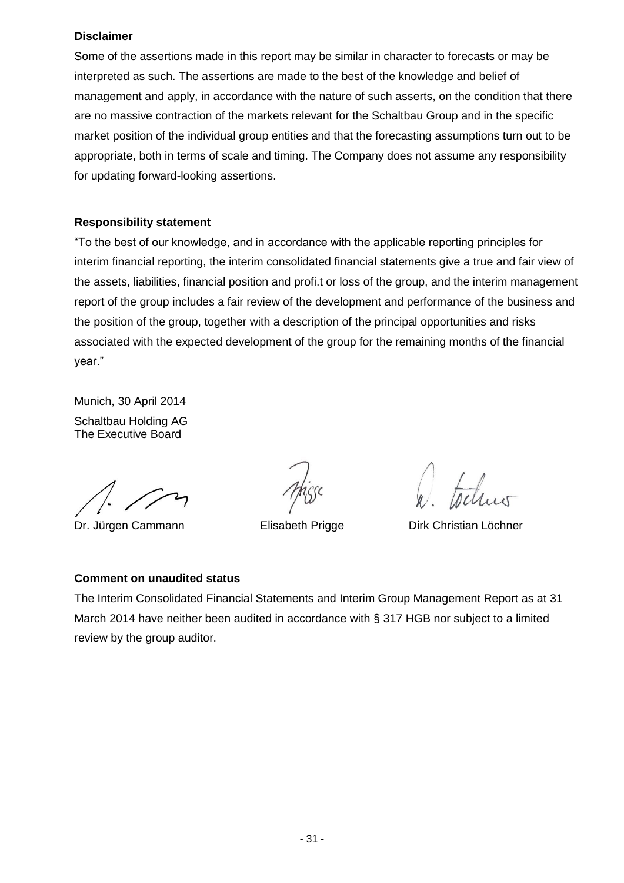**Disclaimer**

Some of the assertions made in this report may be similar in character to forecasts or may be interpreted as such. The assertions are made to the best of the knowledge and belief of management and apply, in accordance with the nature of such asserts, on the condition that there are no massive contraction of the markets relevant for the Schaltbau Group and in the specific market position of the individual group entities and that the forecasting assumptions turn out to be appropriate, both in terms of scale and timing. The Company does not assume any responsibility for updating forward-looking assertions.

**Responsibility statement**

"To the best of our knowledge, and in accordance with the applicable reporting principles for interim financial reporting, the interim consolidated financial statements give a true and fair view of the assets, liabilities, financial position and profi.t or loss of the group, and the interim management report of the group includes a fair review of the development and performance of the business and the position of the group, together with a description of the principal opportunities and risks associated with the expected development of the group for the remaining months of the financial year."

Munich, 30 April 2014

Schaltbau Holding AG
The Executive Board

Dr. Jürgen Cammann          Elisabeth Prigge          Dirk Christian Löchner

**Comment on unaudited status**

The Interim Consolidated Financial Statements and Interim Group Management Report as at 31 March 2014 have neither been audited in accordance with § 317 HGB nor subject to a limited review by the group auditor.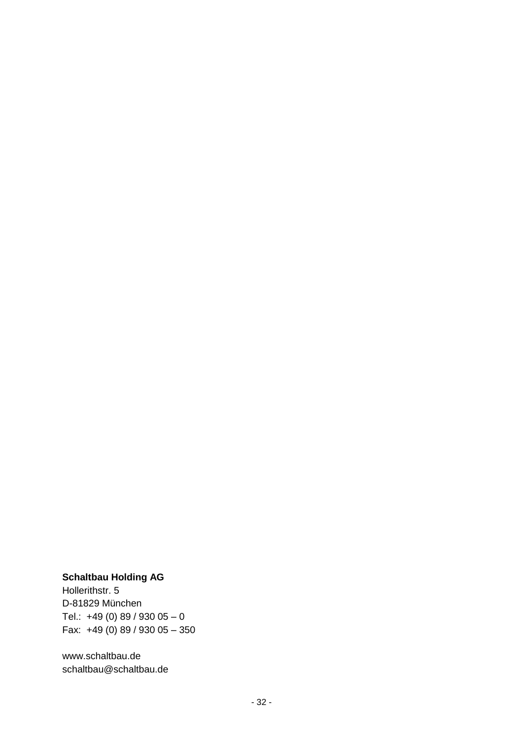**Schaltbau Holding AG**
Hollerithstr. 5
D-81829 München
Tel.: +49 (0) 89 / 930 05 – 0
Fax: +49 (0) 89 / 930 05 – 350

www.schaltbau.de
schaltbau@schaltbau.de